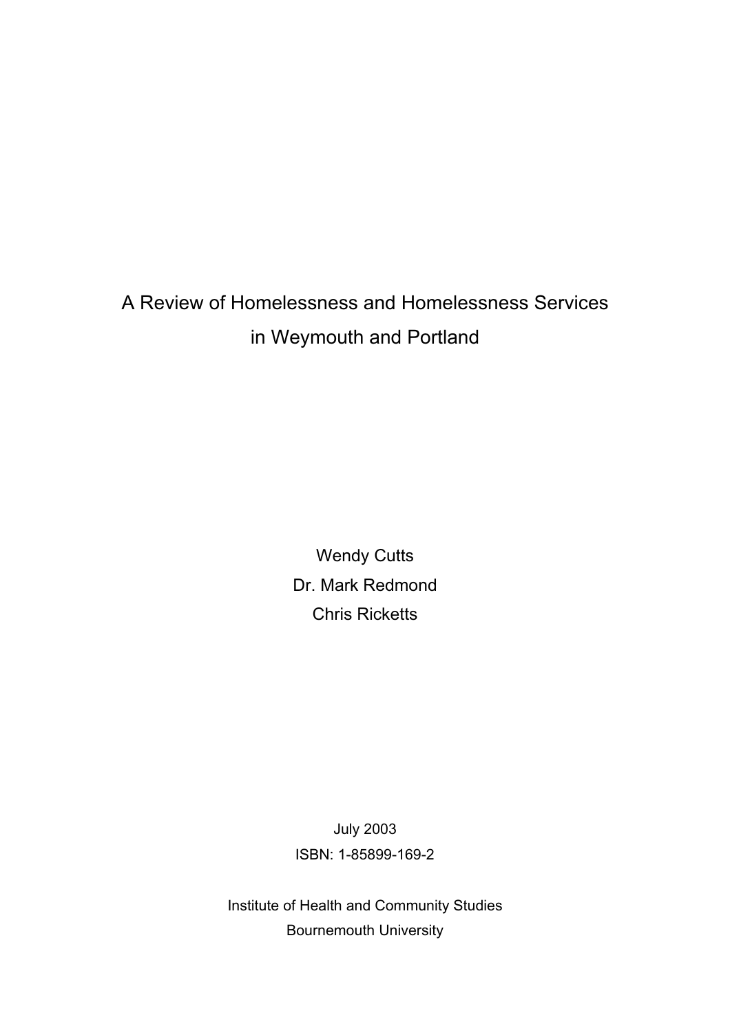# A Review of Homelessness and Homelessness Services in Weymouth and Portland

Wendy Cutts

Dr. Mark Redmond

Chris Ricketts

July 2003

ISBN: 1-85899-169-2

Institute of Health and Community Studies

Bournemouth University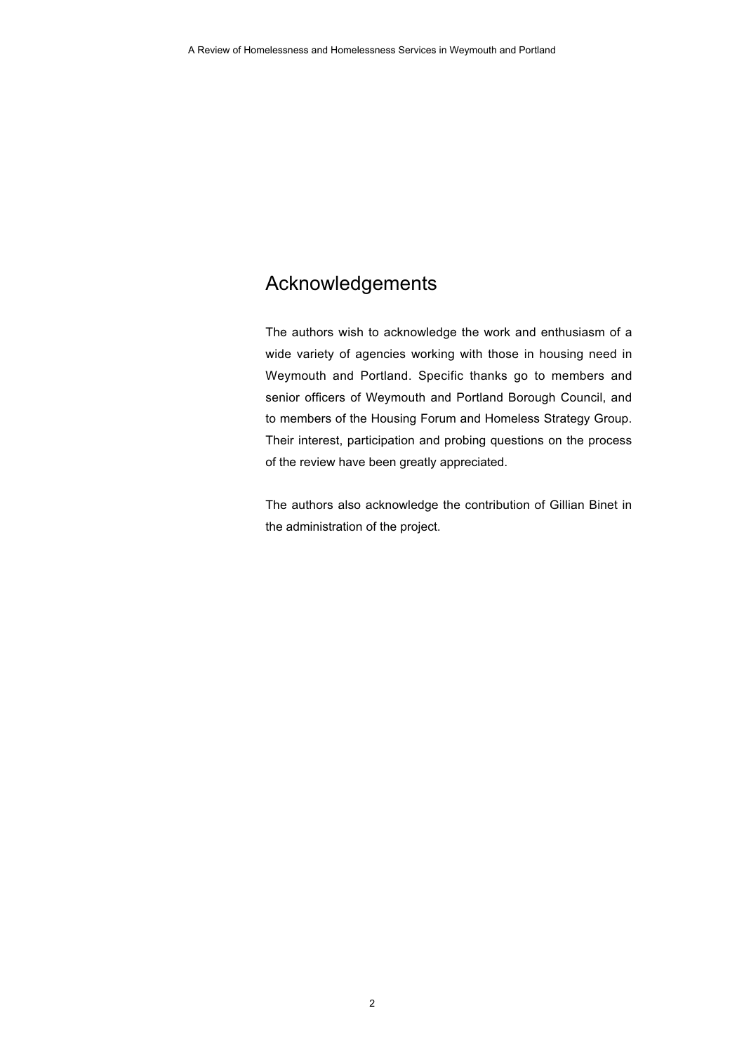## Acknowledgements

The authors wish to acknowledge the work and enthusiasm of a wide variety of agencies working with those in housing need in Weymouth and Portland. Specific thanks go to members and senior officers of Weymouth and Portland Borough Council, and to members of the Housing Forum and Homeless Strategy Group. Their interest, participation and probing questions on the process of the review have been greatly appreciated.

The authors also acknowledge the contribution of Gillian Binet in the administration of the project.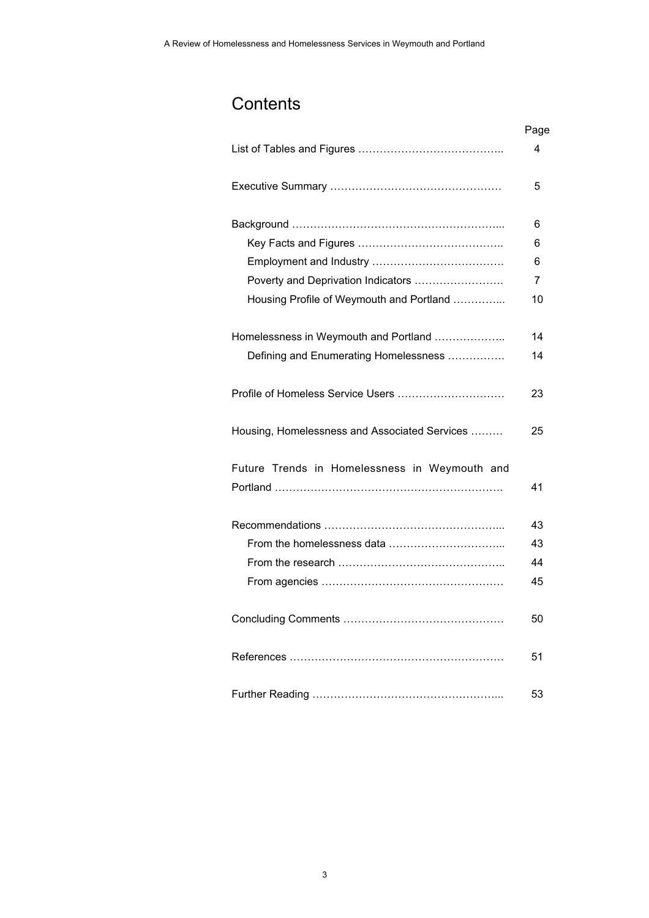# Contents

| | Page |
|---|---|
| List of Tables and Figures | 4 |
| Executive Summary | 5 |
| Background | 6 |
| Key Facts and Figures | 6 |
| Employment and Industry | 6 |
| Poverty and Deprivation Indicators | 7 |
| Housing Profile of Weymouth and Portland | 10 |
| Homelessness in Weymouth and Portland | 14 |
| Defining and Enumerating Homelessness | 14 |
| Profile of Homeless Service Users | 23 |
| Housing, Homelessness and Associated Services | 25 |
| Future Trends in Homelessness in Weymouth and Portland | 41 |
| Recommendations | 43 |
| From the homelessness data | 43 |
| From the research | 44 |
| From agencies | 45 |
| Concluding Comments | 50 |
| References | 51 |
| Further Reading | 53 |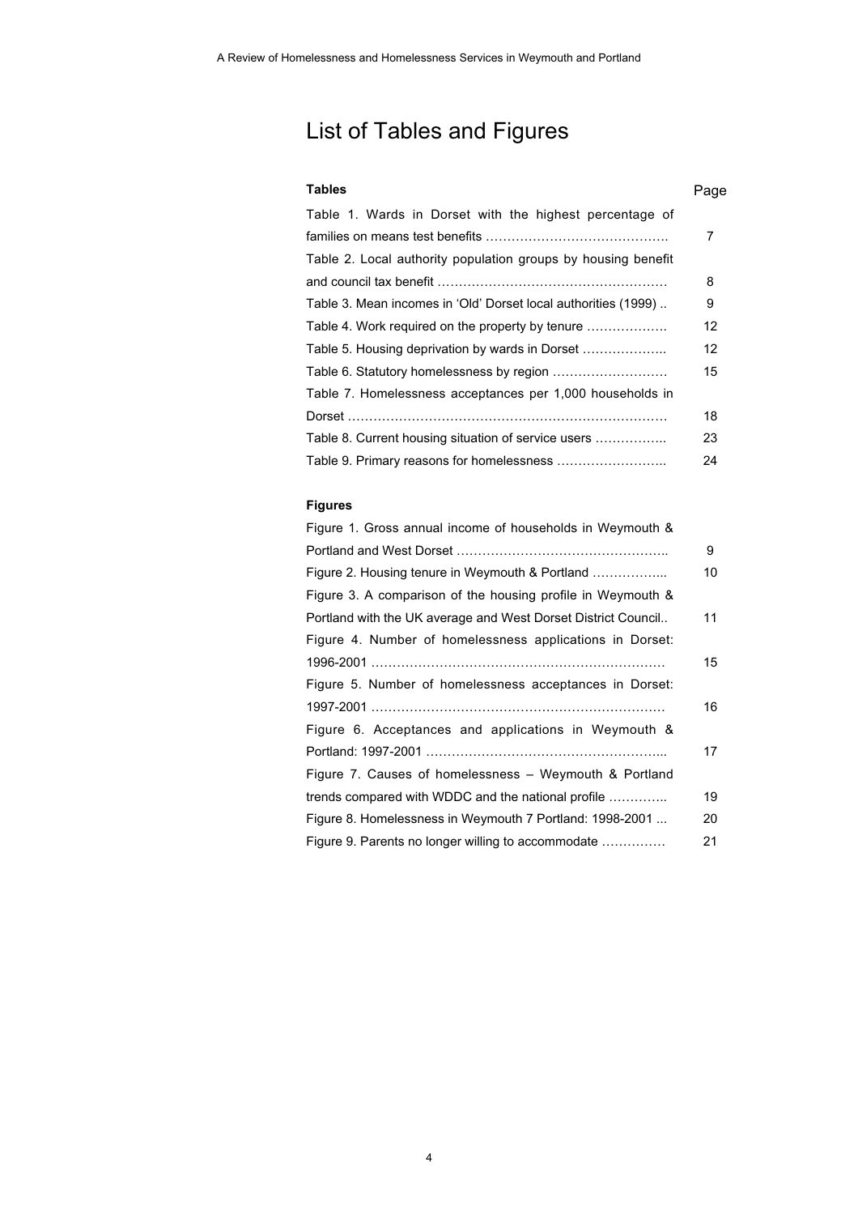# List of Tables and Figures

| **Tables** | Page |
|---|---|
| Table 1. Wards in Dorset with the highest percentage of families on means test benefits ……………………………………. | 7 |
| Table 2. Local authority population groups by housing benefit and council tax benefit ……………………………………………… | 8 |
| Table 3. Mean incomes in 'Old' Dorset local authorities (1999) .. | 9 |
| Table 4. Work required on the property by tenure ………………. | 12 |
| Table 5. Housing deprivation by wards in Dorset ……………….. | 12 |
| Table 6. Statutory homelessness by region ……………………… | 15 |
| Table 7. Homelessness acceptances per 1,000 households in Dorset ………………………………………………………………… | 18 |
| Table 8. Current housing situation of service users …………….. | 23 |
| Table 9. Primary reasons for homelessness …………………….. | 24 |

| **Figures** | |
|---|---|
| Figure 1. Gross annual income of households in Weymouth & Portland and West Dorset ………………………………………….. | 9 |
| Figure 2. Housing tenure in Weymouth & Portland ……………... | 10 |
| Figure 3. A comparison of the housing profile in Weymouth & Portland with the UK average and West Dorset District Council.. | 11 |
| Figure 4. Number of homelessness applications in Dorset: 1996-2001 …………………………………………………………… | 15 |
| Figure 5. Number of homelessness acceptances in Dorset: 1997-2001 …………………………………………………………… | 16 |
| Figure 6. Acceptances and applications in Weymouth & Portland: 1997-2001 ………………………………………………... | 17 |
| Figure 7. Causes of homelessness – Weymouth & Portland trends compared with WDDC and the national profile ………….. | 19 |
| Figure 8. Homelessness in Weymouth 7 Portland: 1998-2001 ... | 20 |
| Figure 9. Parents no longer willing to accommodate …………… | 21 |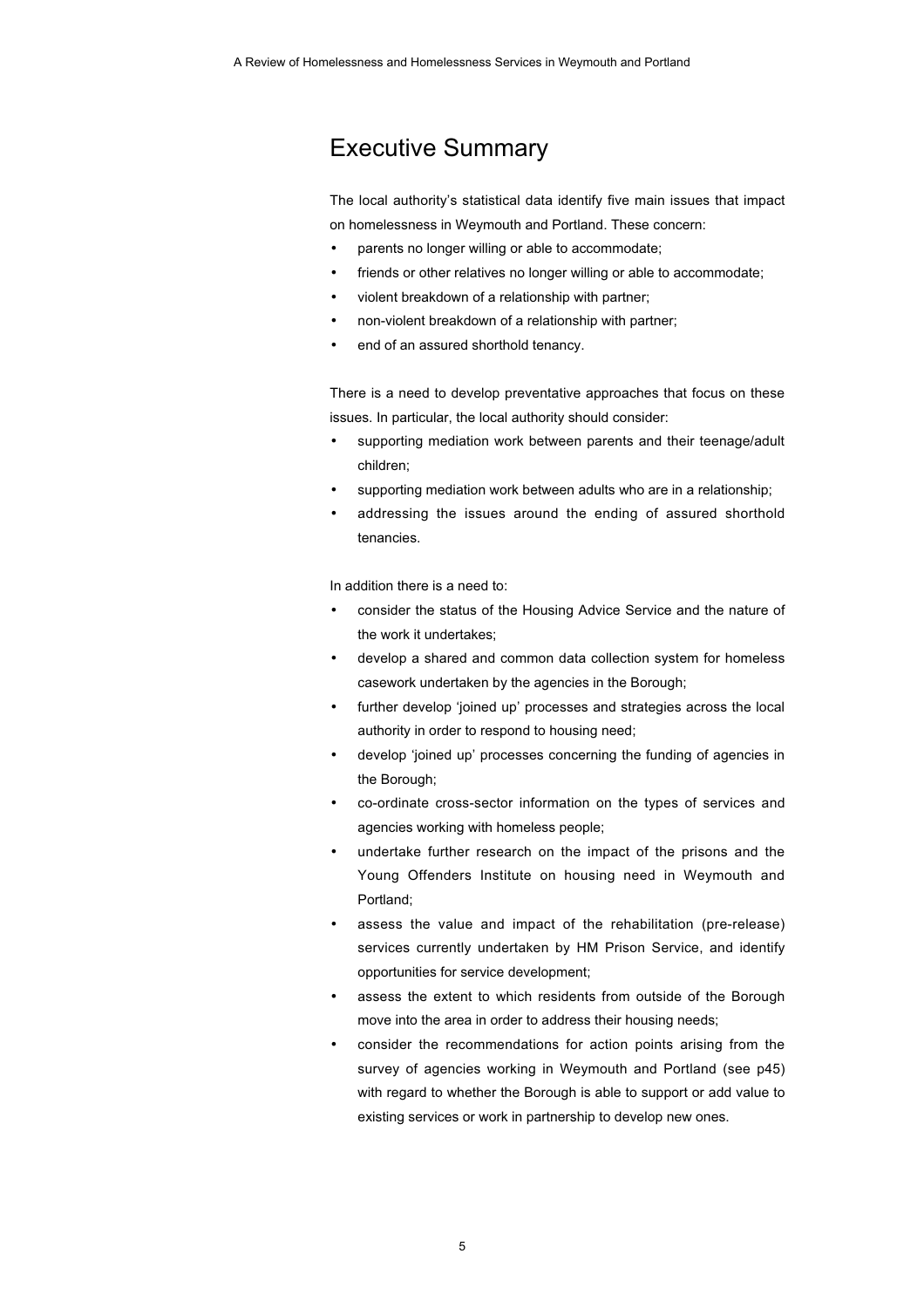# Executive Summary

The local authority's statistical data identify five main issues that impact on homelessness in Weymouth and Portland. These concern:

- parents no longer willing or able to accommodate;
- friends or other relatives no longer willing or able to accommodate;
- violent breakdown of a relationship with partner;
- non-violent breakdown of a relationship with partner;
- end of an assured shorthold tenancy.

There is a need to develop preventative approaches that focus on these issues. In particular, the local authority should consider:

- supporting mediation work between parents and their teenage/adult children;
- supporting mediation work between adults who are in a relationship;
- addressing the issues around the ending of assured shorthold tenancies.

In addition there is a need to:

- consider the status of the Housing Advice Service and the nature of the work it undertakes;
- develop a shared and common data collection system for homeless casework undertaken by the agencies in the Borough;
- further develop 'joined up' processes and strategies across the local authority in order to respond to housing need;
- develop 'joined up' processes concerning the funding of agencies in the Borough;
- co-ordinate cross-sector information on the types of services and agencies working with homeless people;
- undertake further research on the impact of the prisons and the Young Offenders Institute on housing need in Weymouth and Portland;
- assess the value and impact of the rehabilitation (pre-release) services currently undertaken by HM Prison Service, and identify opportunities for service development;
- assess the extent to which residents from outside of the Borough move into the area in order to address their housing needs;
- consider the recommendations for action points arising from the survey of agencies working in Weymouth and Portland (see p45) with regard to whether the Borough is able to support or add value to existing services or work in partnership to develop new ones.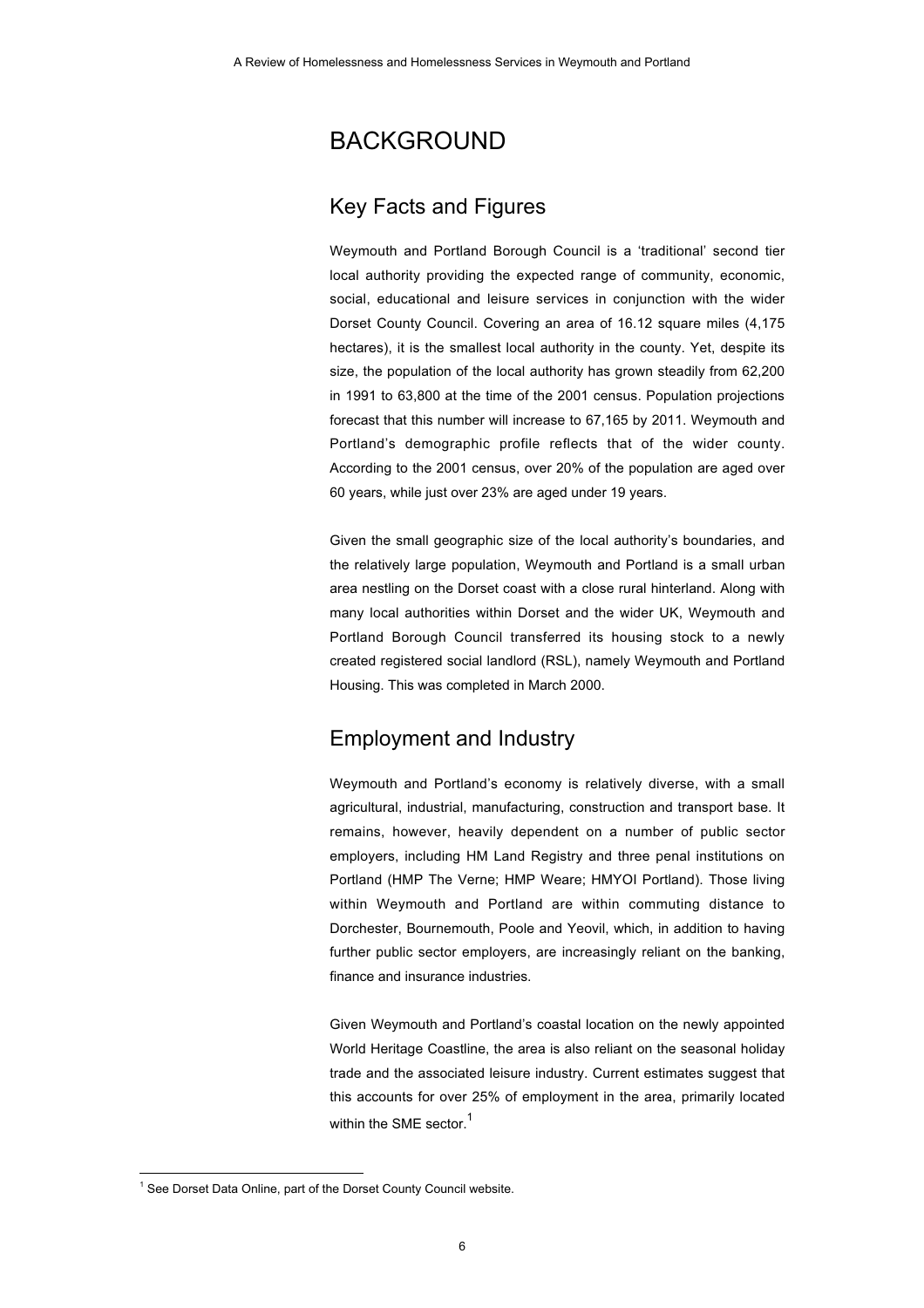# BACKGROUND

## Key Facts and Figures

Weymouth and Portland Borough Council is a 'traditional' second tier local authority providing the expected range of community, economic, social, educational and leisure services in conjunction with the wider Dorset County Council. Covering an area of 16.12 square miles (4,175 hectares), it is the smallest local authority in the county. Yet, despite its size, the population of the local authority has grown steadily from 62,200 in 1991 to 63,800 at the time of the 2001 census. Population projections forecast that this number will increase to 67,165 by 2011. Weymouth and Portland's demographic profile reflects that of the wider county. According to the 2001 census, over 20% of the population are aged over 60 years, while just over 23% are aged under 19 years.

Given the small geographic size of the local authority's boundaries, and the relatively large population, Weymouth and Portland is a small urban area nestling on the Dorset coast with a close rural hinterland. Along with many local authorities within Dorset and the wider UK, Weymouth and Portland Borough Council transferred its housing stock to a newly created registered social landlord (RSL), namely Weymouth and Portland Housing. This was completed in March 2000.

## Employment and Industry

Weymouth and Portland's economy is relatively diverse, with a small agricultural, industrial, manufacturing, construction and transport base. It remains, however, heavily dependent on a number of public sector employers, including HM Land Registry and three penal institutions on Portland (HMP The Verne; HMP Weare; HMYOI Portland). Those living within Weymouth and Portland are within commuting distance to Dorchester, Bournemouth, Poole and Yeovil, which, in addition to having further public sector employers, are increasingly reliant on the banking, finance and insurance industries.

Given Weymouth and Portland's coastal location on the newly appointed World Heritage Coastline, the area is also reliant on the seasonal holiday trade and the associated leisure industry. Current estimates suggest that this accounts for over 25% of employment in the area, primarily located within the SME sector.[1]

[1] See Dorset Data Online, part of the Dorset County Council website.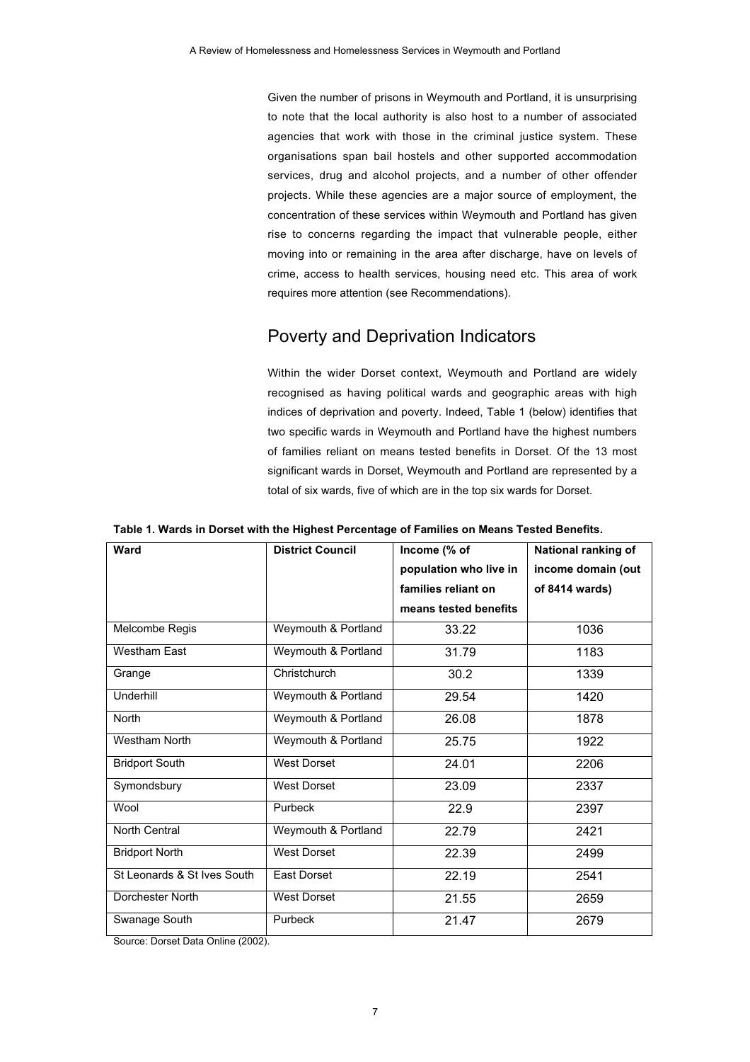Given the number of prisons in Weymouth and Portland, it is unsurprising to note that the local authority is also host to a number of associated agencies that work with those in the criminal justice system. These organisations span bail hostels and other supported accommodation services, drug and alcohol projects, and a number of other offender projects. While these agencies are a major source of employment, the concentration of these services within Weymouth and Portland has given rise to concerns regarding the impact that vulnerable people, either moving into or remaining in the area after discharge, have on levels of crime, access to health services, housing need etc. This area of work requires more attention (see Recommendations).

## Poverty and Deprivation Indicators

Within the wider Dorset context, Weymouth and Portland are widely recognised as having political wards and geographic areas with high indices of deprivation and poverty. Indeed, Table 1 (below) identifies that two specific wards in Weymouth and Portland have the highest numbers of families reliant on means tested benefits in Dorset. Of the 13 most significant wards in Dorset, Weymouth and Portland are represented by a total of six wards, five of which are in the top six wards for Dorset.

**Table 1. Wards in Dorset with the Highest Percentage of Families on Means Tested Benefits.**

| Ward | District Council | Income (% of population who live in families reliant on means tested benefits | National ranking of income domain (out of 8414 wards) |
|---|---|---|---|
| Melcombe Regis | Weymouth & Portland | 33.22 | 1036 |
| Westham East | Weymouth & Portland | 31.79 | 1183 |
| Grange | Christchurch | 30.2 | 1339 |
| Underhill | Weymouth & Portland | 29.54 | 1420 |
| North | Weymouth & Portland | 26.08 | 1878 |
| Westham North | Weymouth & Portland | 25.75 | 1922 |
| Bridport South | West Dorset | 24.01 | 2206 |
| Symondsbury | West Dorset | 23.09 | 2337 |
| Wool | Purbeck | 22.9 | 2397 |
| North Central | Weymouth & Portland | 22.79 | 2421 |
| Bridport North | West Dorset | 22.39 | 2499 |
| St Leonards & St Ives South | East Dorset | 22.19 | 2541 |
| Dorchester North | West Dorset | 21.55 | 2659 |
| Swanage South | Purbeck | 21.47 | 2679 |

Source: Dorset Data Online (2002).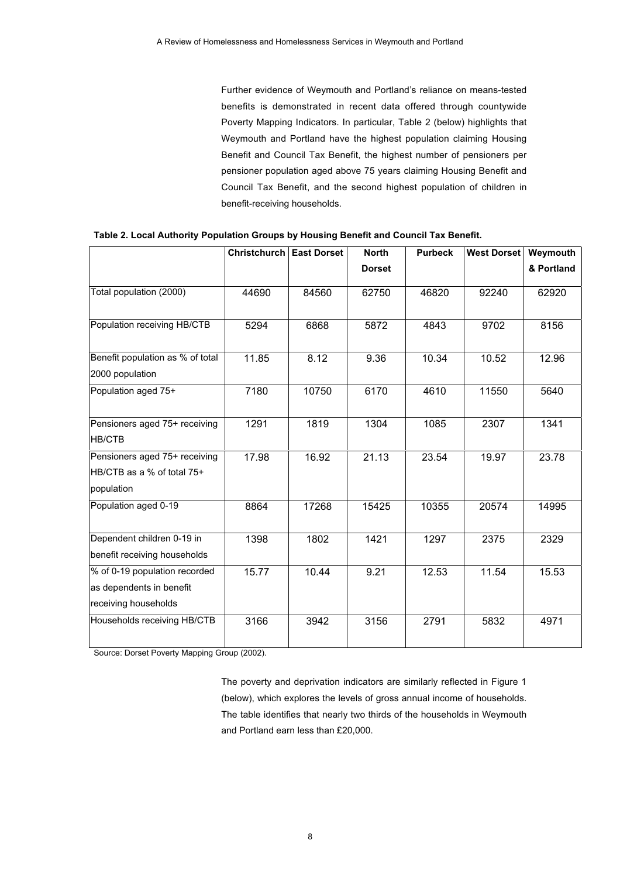Further evidence of Weymouth and Portland's reliance on means-tested benefits is demonstrated in recent data offered through countywide Poverty Mapping Indicators. In particular, Table 2 (below) highlights that Weymouth and Portland have the highest population claiming Housing Benefit and Council Tax Benefit, the highest number of pensioners per pensioner population aged above 75 years claiming Housing Benefit and Council Tax Benefit, and the second highest population of children in benefit-receiving households.

**Table 2. Local Authority Population Groups by Housing Benefit and Council Tax Benefit.**

| | Christchurch | East Dorset | North Dorset | Purbeck | West Dorset | Weymouth & Portland |
|---|---|---|---|---|---|---|
| Total population (2000) | 44690 | 84560 | 62750 | 46820 | 92240 | 62920 |
| Population receiving HB/CTB | 5294 | 6868 | 5872 | 4843 | 9702 | 8156 |
| Benefit population as % of total 2000 population | 11.85 | 8.12 | 9.36 | 10.34 | 10.52 | 12.96 |
| Population aged 75+ | 7180 | 10750 | 6170 | 4610 | 11550 | 5640 |
| Pensioners aged 75+ receiving HB/CTB | 1291 | 1819 | 1304 | 1085 | 2307 | 1341 |
| Pensioners aged 75+ receiving HB/CTB as a % of total 75+ population | 17.98 | 16.92 | 21.13 | 23.54 | 19.97 | 23.78 |
| Population aged 0-19 | 8864 | 17268 | 15425 | 10355 | 20574 | 14995 |
| Dependent children 0-19 in benefit receiving households | 1398 | 1802 | 1421 | 1297 | 2375 | 2329 |
| % of 0-19 population recorded as dependents in benefit receiving households | 15.77 | 10.44 | 9.21 | 12.53 | 11.54 | 15.53 |
| Households receiving HB/CTB | 3166 | 3942 | 3156 | 2791 | 5832 | 4971 |

Source: Dorset Poverty Mapping Group (2002).

The poverty and deprivation indicators are similarly reflected in Figure 1 (below), which explores the levels of gross annual income of households. The table identifies that nearly two thirds of the households in Weymouth and Portland earn less than £20,000.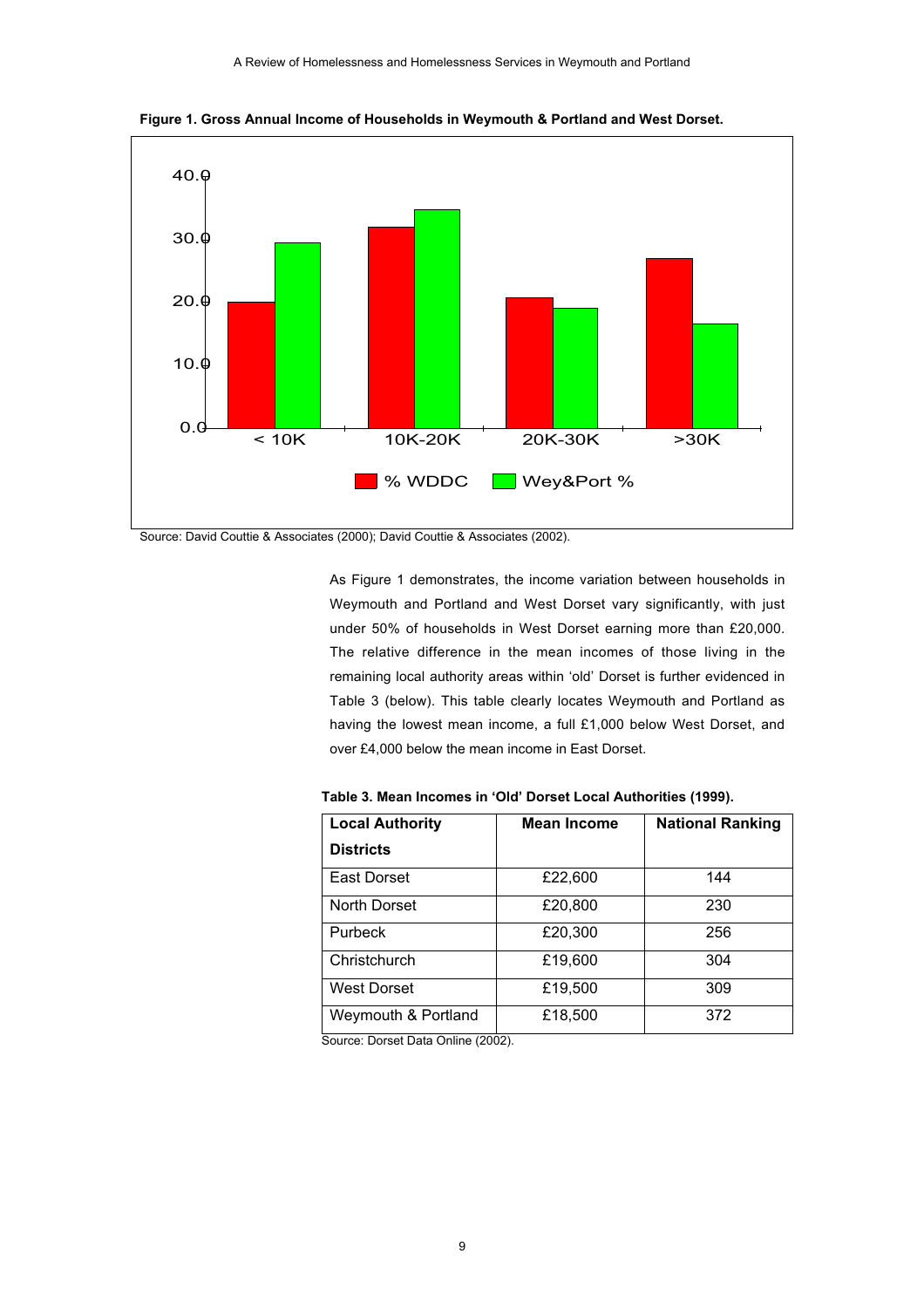**Figure 1. Gross Annual Income of Households in Weymouth & Portland and West Dorset.**

Source: David Couttie & Associates (2000); David Couttie & Associates (2002).

As Figure 1 demonstrates, the income variation between households in Weymouth and Portland and West Dorset vary significantly, with just under 50% of households in West Dorset earning more than £20,000. The relative difference in the mean incomes of those living in the remaining local authority areas within 'old' Dorset is further evidenced in Table 3 (below). This table clearly locates Weymouth and Portland as having the lowest mean income, a full £1,000 below West Dorset, and over £4,000 below the mean income in East Dorset.

**Table 3. Mean Incomes in 'Old' Dorset Local Authorities (1999).**

| Local Authority Districts | Mean Income | National Ranking |
|---|---|---|
| East Dorset | £22,600 | 144 |
| North Dorset | £20,800 | 230 |
| Purbeck | £20,300 | 256 |
| Christchurch | £19,600 | 304 |
| West Dorset | £19,500 | 309 |
| Weymouth & Portland | £18,500 | 372 |

Source: Dorset Data Online (2002).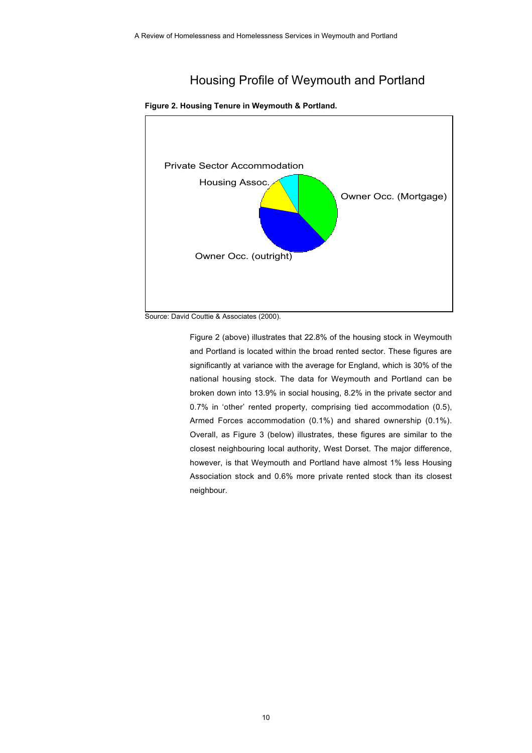# Housing Profile of Weymouth and Portland

**Figure 2. Housing Tenure in Weymouth & Portland.**

Private Sector Accommodation

Housing Assoc.

Owner Occ. (Mortgage)

Owner Occ. (outright)

Source: David Couttie & Associates (2000).

Figure 2 (above) illustrates that 22.8% of the housing stock in Weymouth and Portland is located within the broad rented sector. These figures are significantly at variance with the average for England, which is 30% of the national housing stock. The data for Weymouth and Portland can be broken down into 13.9% in social housing, 8.2% in the private sector and 0.7% in 'other' rented property, comprising tied accommodation (0.5), Armed Forces accommodation (0.1%) and shared ownership (0.1%). Overall, as Figure 3 (below) illustrates, these figures are similar to the closest neighbouring local authority, West Dorset. The major difference, however, is that Weymouth and Portland have almost 1% less Housing Association stock and 0.6% more private rented stock than its closest neighbour.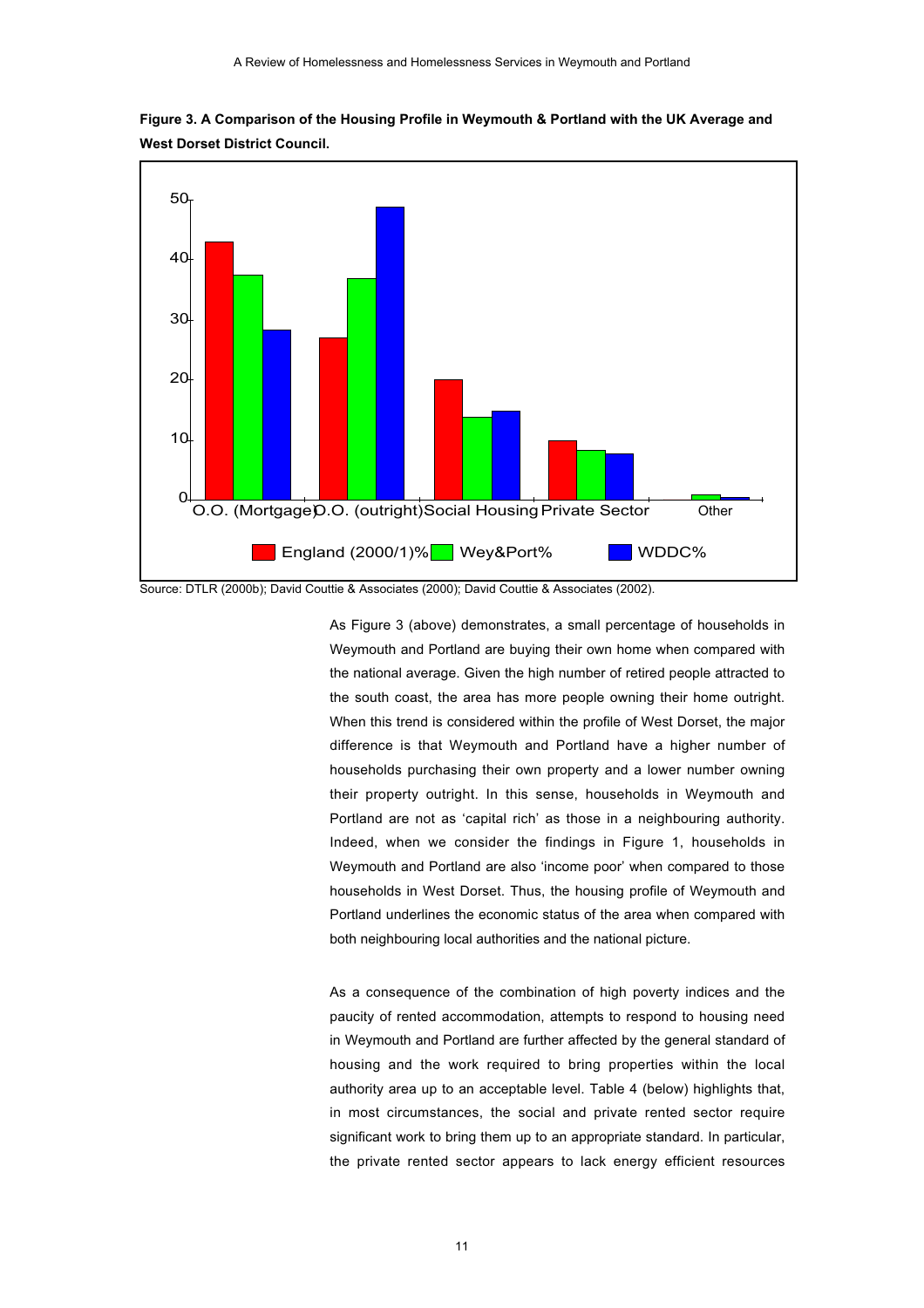**Figure 3. A Comparison of the Housing Profile in Weymouth & Portland with the UK Average and West Dorset District Council.**

Source: DTLR (2000b); David Couttie & Associates (2000); David Couttie & Associates (2002).

As Figure 3 (above) demonstrates, a small percentage of households in Weymouth and Portland are buying their own home when compared with the national average. Given the high number of retired people attracted to the south coast, the area has more people owning their home outright. When this trend is considered within the profile of West Dorset, the major difference is that Weymouth and Portland have a higher number of households purchasing their own property and a lower number owning their property outright. In this sense, households in Weymouth and Portland are not as 'capital rich' as those in a neighbouring authority. Indeed, when we consider the findings in Figure 1, households in Weymouth and Portland are also 'income poor' when compared to those households in West Dorset. Thus, the housing profile of Weymouth and Portland underlines the economic status of the area when compared with both neighbouring local authorities and the national picture.

As a consequence of the combination of high poverty indices and the paucity of rented accommodation, attempts to respond to housing need in Weymouth and Portland are further affected by the general standard of housing and the work required to bring properties within the local authority area up to an acceptable level. Table 4 (below) highlights that, in most circumstances, the social and private rented sector require significant work to bring them up to an appropriate standard. In particular, the private rented sector appears to lack energy efficient resources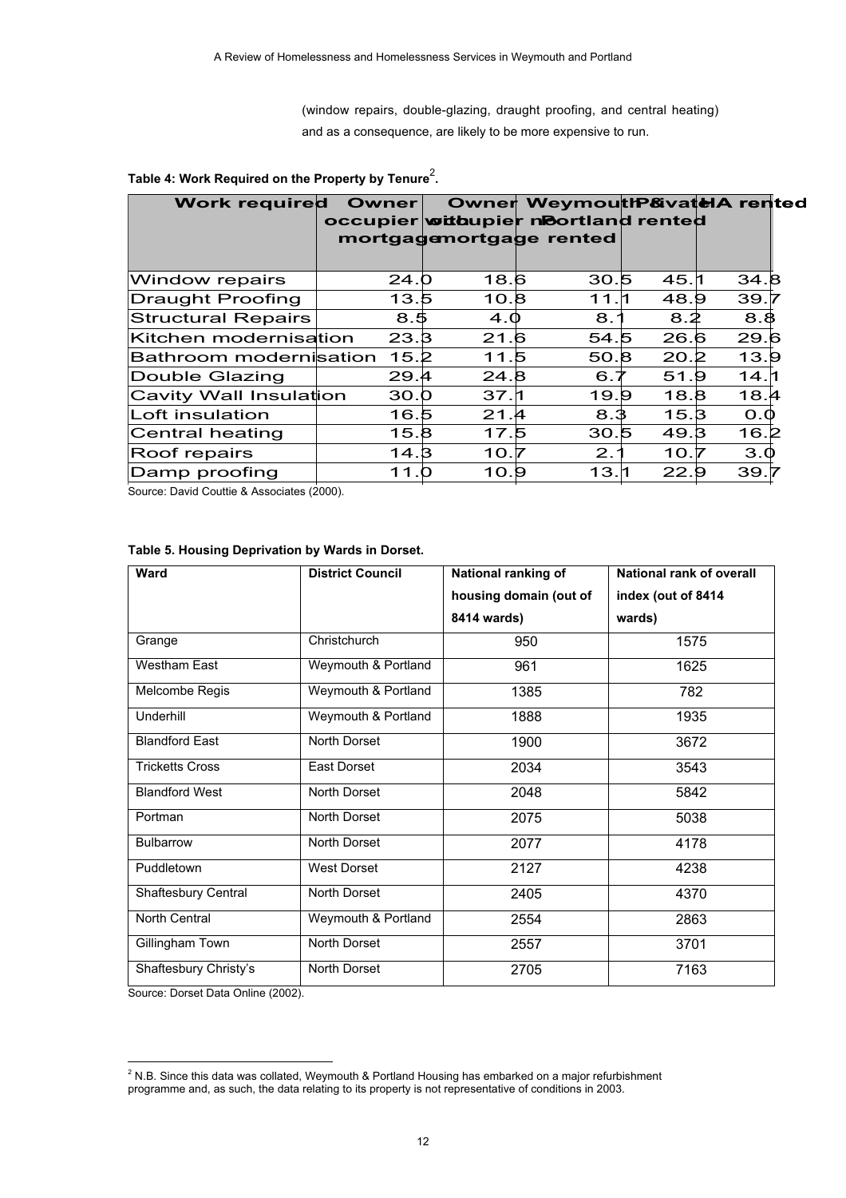(window repairs, double-glazing, draught proofing, and central heating) and as a consequence, are likely to be more expensive to run.

**Table 4: Work Required on the Property by Tenure[2].**

| Work required | Owner occupier with mortgage | Owner occupier no mortgage | Weymouth & Portland rented | Private rented | HA rented |
|---|---|---|---|---|---|
| Window repairs | 24.0 | 18.6 | 30.5 | 45.1 | 34.8 |
| Draught Proofing | 13.5 | 10.8 | 11.1 | 48.9 | 39.7 |
| Structural Repairs | 8.5 | 4.0 | 8.1 | 8.2 | 8.8 |
| Kitchen modernisation | 23.3 | 21.6 | 54.5 | 26.6 | 29.6 |
| Bathroom modernisation | 15.2 | 11.5 | 50.8 | 20.2 | 13.9 |
| Double Glazing | 29.4 | 24.8 | 6.7 | 51.9 | 14.1 |
| Cavity Wall Insulation | 30.0 | 37.1 | 19.9 | 18.8 | 18.4 |
| Loft insulation | 16.5 | 21.4 | 8.3 | 15.3 | 0.0 |
| Central heating | 15.8 | 17.5 | 30.5 | 49.3 | 16.2 |
| Roof repairs | 14.3 | 10.7 | 2.1 | 10.7 | 3.0 |
| Damp proofing | 11.0 | 10.9 | 13.1 | 22.9 | 39.7 |

Source: David Couttie & Associates (2000).

**Table 5. Housing Deprivation by Wards in Dorset.**

| Ward | District Council | National ranking of housing domain (out of 8414 wards) | National rank of overall index (out of 8414 wards) |
|---|---|---|---|
| Grange | Christchurch | 950 | 1575 |
| Westham East | Weymouth & Portland | 961 | 1625 |
| Melcombe Regis | Weymouth & Portland | 1385 | 782 |
| Underhill | Weymouth & Portland | 1888 | 1935 |
| Blandford East | North Dorset | 1900 | 3672 |
| Tricketts Cross | East Dorset | 2034 | 3543 |
| Blandford West | North Dorset | 2048 | 5842 |
| Portman | North Dorset | 2075 | 5038 |
| Bulbarrow | North Dorset | 2077 | 4178 |
| Puddletown | West Dorset | 2127 | 4238 |
| Shaftesbury Central | North Dorset | 2405 | 4370 |
| North Central | Weymouth & Portland | 2554 | 2863 |
| Gillingham Town | North Dorset | 2557 | 3701 |
| Shaftesbury Christy's | North Dorset | 2705 | 7163 |

Source: Dorset Data Online (2002).

[2] N.B. Since this data was collated, Weymouth & Portland Housing has embarked on a major refurbishment programme and, as such, the data relating to its property is not representative of conditions in 2003.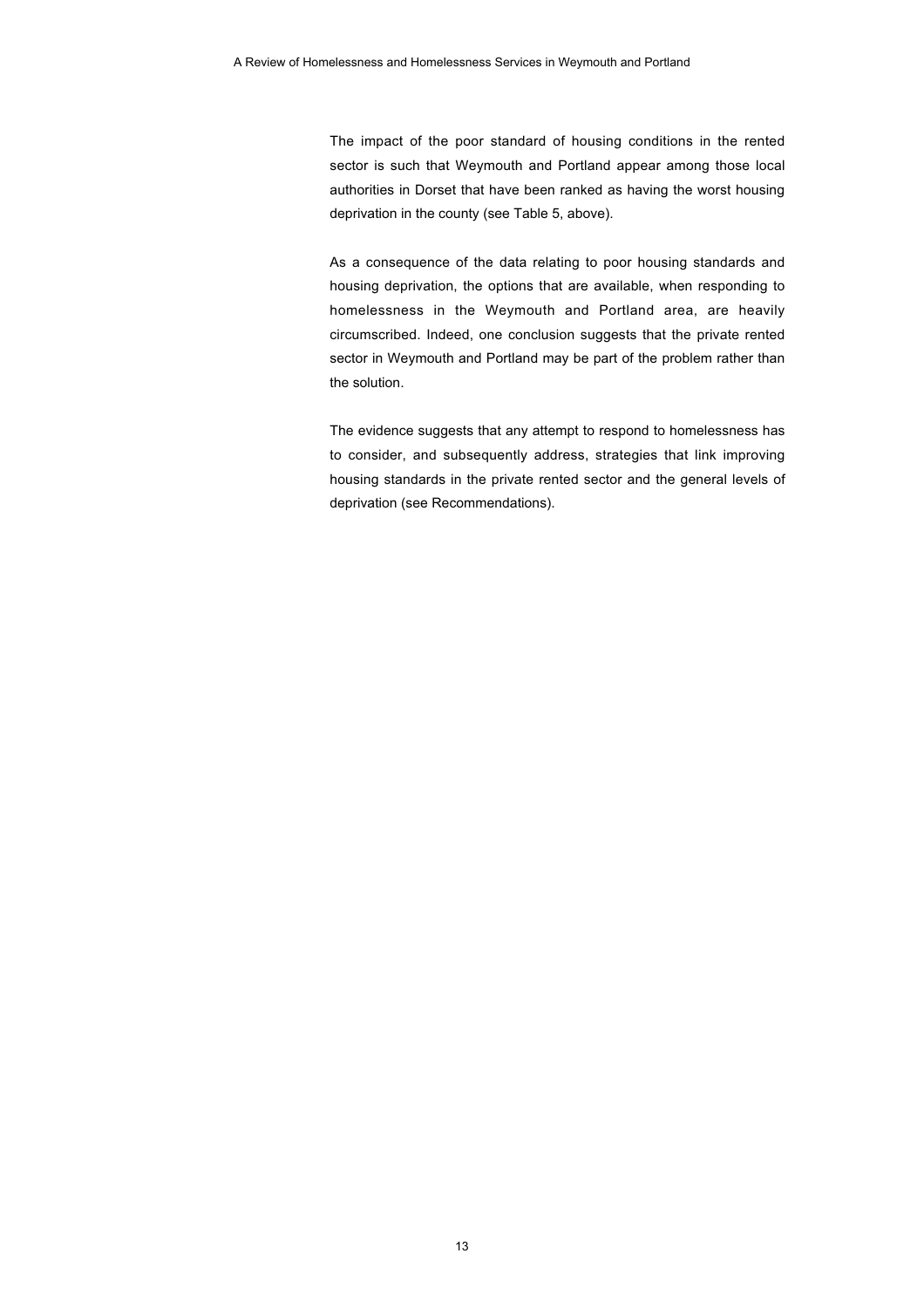The impact of the poor standard of housing conditions in the rented sector is such that Weymouth and Portland appear among those local authorities in Dorset that have been ranked as having the worst housing deprivation in the county (see Table 5, above).

As a consequence of the data relating to poor housing standards and housing deprivation, the options that are available, when responding to homelessness in the Weymouth and Portland area, are heavily circumscribed. Indeed, one conclusion suggests that the private rented sector in Weymouth and Portland may be part of the problem rather than the solution.

The evidence suggests that any attempt to respond to homelessness has to consider, and subsequently address, strategies that link improving housing standards in the private rented sector and the general levels of deprivation (see Recommendations).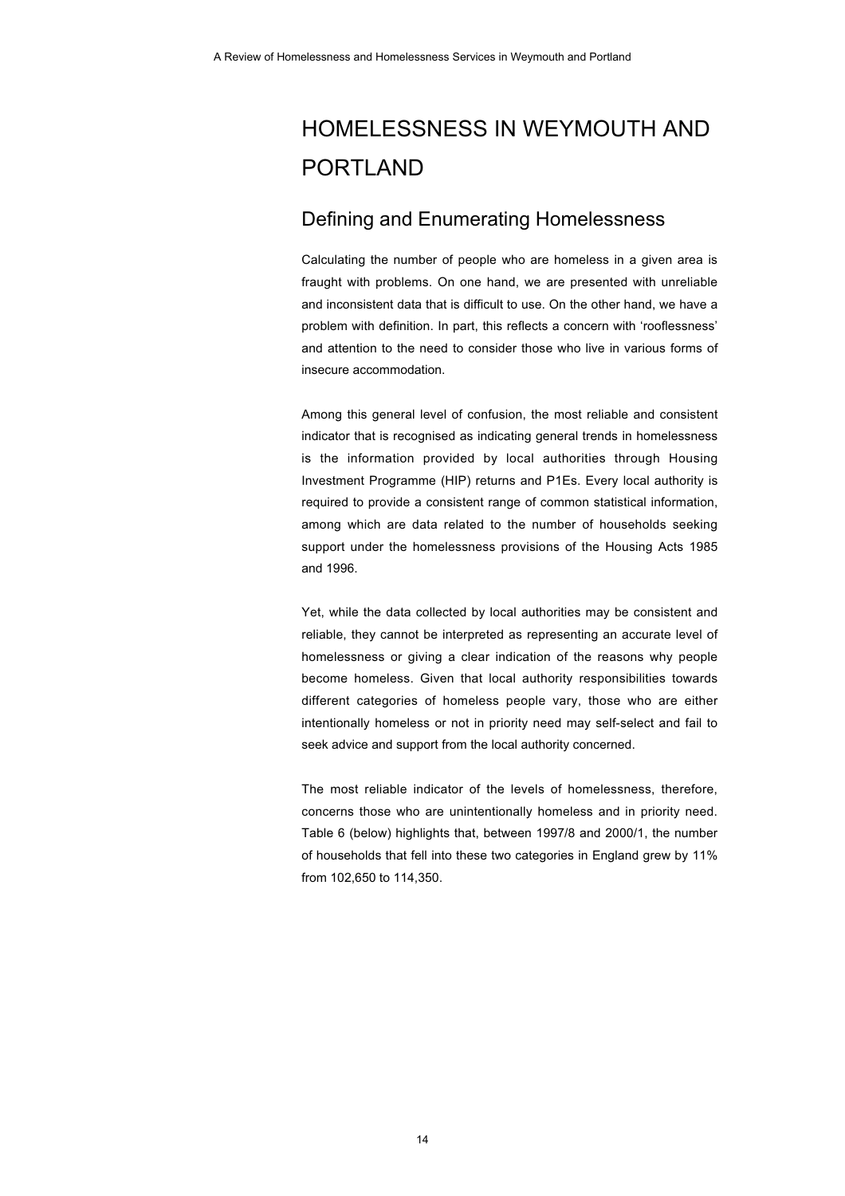# HOMELESSNESS IN WEYMOUTH AND PORTLAND

## Defining and Enumerating Homelessness

Calculating the number of people who are homeless in a given area is fraught with problems. On one hand, we are presented with unreliable and inconsistent data that is difficult to use. On the other hand, we have a problem with definition. In part, this reflects a concern with 'rooflessness' and attention to the need to consider those who live in various forms of insecure accommodation.

Among this general level of confusion, the most reliable and consistent indicator that is recognised as indicating general trends in homelessness is the information provided by local authorities through Housing Investment Programme (HIP) returns and P1Es. Every local authority is required to provide a consistent range of common statistical information, among which are data related to the number of households seeking support under the homelessness provisions of the Housing Acts 1985 and 1996.

Yet, while the data collected by local authorities may be consistent and reliable, they cannot be interpreted as representing an accurate level of homelessness or giving a clear indication of the reasons why people become homeless. Given that local authority responsibilities towards different categories of homeless people vary, those who are either intentionally homeless or not in priority need may self-select and fail to seek advice and support from the local authority concerned.

The most reliable indicator of the levels of homelessness, therefore, concerns those who are unintentionally homeless and in priority need. Table 6 (below) highlights that, between 1997/8 and 2000/1, the number of households that fell into these two categories in England grew by 11% from 102,650 to 114,350.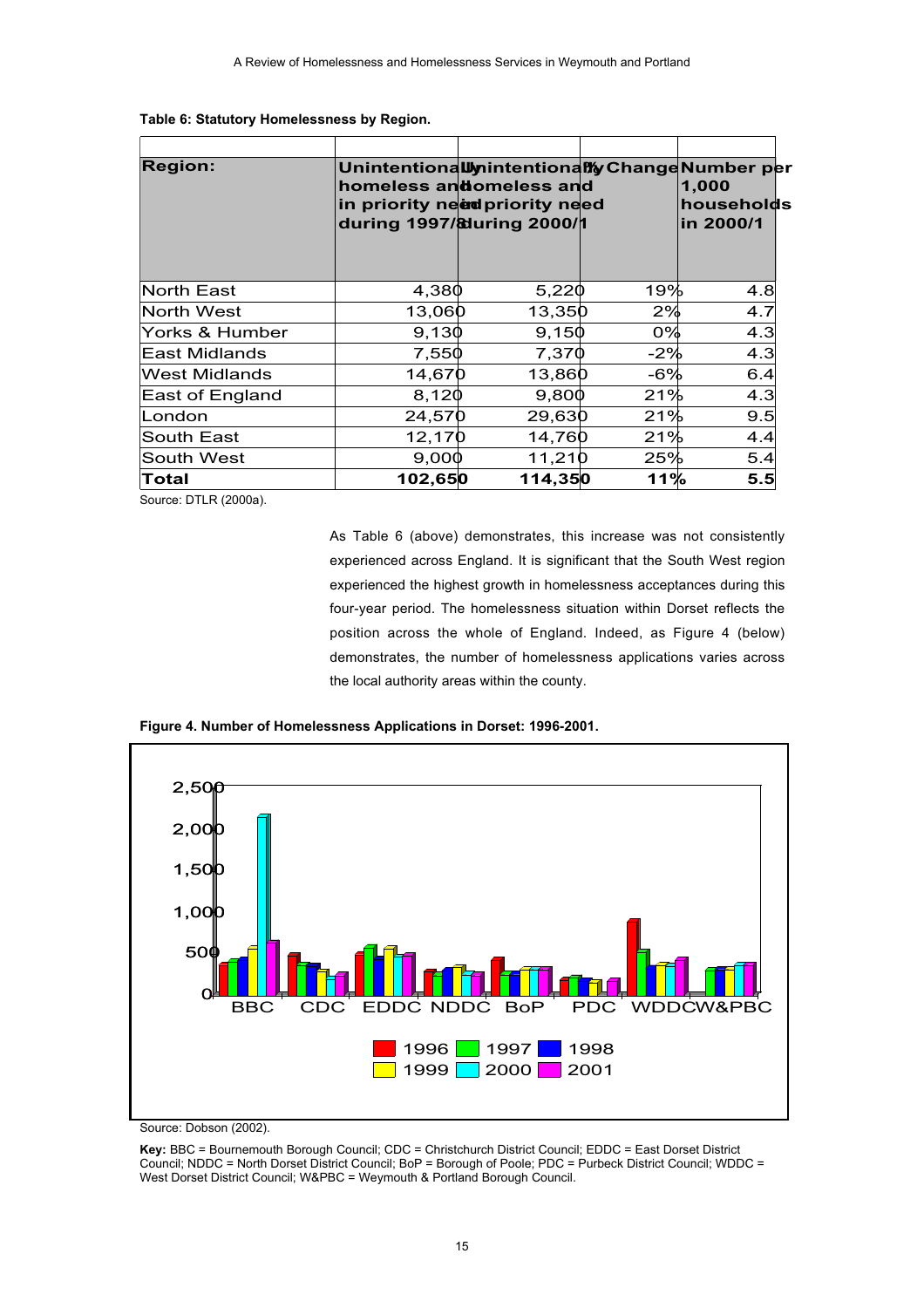**Table 6: Statutory Homelessness by Region.**

| Region: | Unintentionally homeless and in priority need during 1997/8 | Unintentionally homeless and in priority need during 2000/1 | % Change | Number per 1,000 households in 2000/1 |
|---|---|---|---|---|
| North East | 4,380 | 5,220 | 19% | 4.8 |
| North West | 13,060 | 13,350 | 2% | 4.7 |
| Yorks & Humber | 9,130 | 9,150 | 0% | 4.3 |
| East Midlands | 7,550 | 7,370 | -2% | 4.3 |
| West Midlands | 14,670 | 13,860 | -6% | 6.4 |
| East of England | 8,120 | 9,800 | 21% | 4.3 |
| London | 24,570 | 29,630 | 21% | 9.5 |
| South East | 12,170 | 14,760 | 21% | 4.4 |
| South West | 9,000 | 11,210 | 25% | 5.4 |
| **Total** | **102,650** | **114,350** | **11%** | **5.5** |

Source: DTLR (2000a).

As Table 6 (above) demonstrates, this increase was not consistently experienced across England. It is significant that the South West region experienced the highest growth in homelessness acceptances during this four-year period. The homelessness situation within Dorset reflects the position across the whole of England. Indeed, as Figure 4 (below) demonstrates, the number of homelessness applications varies across the local authority areas within the county.

**Figure 4. Number of Homelessness Applications in Dorset: 1996-2001.**

Source: Dobson (2002).

**Key:** BBC = Bournemouth Borough Council; CDC = Christchurch District Council; EDDC = East Dorset District Council; NDDC = North Dorset District Council; BoP = Borough of Poole; PDC = Purbeck District Council; WDDC = West Dorset District Council; W&PBC = Weymouth & Portland Borough Council.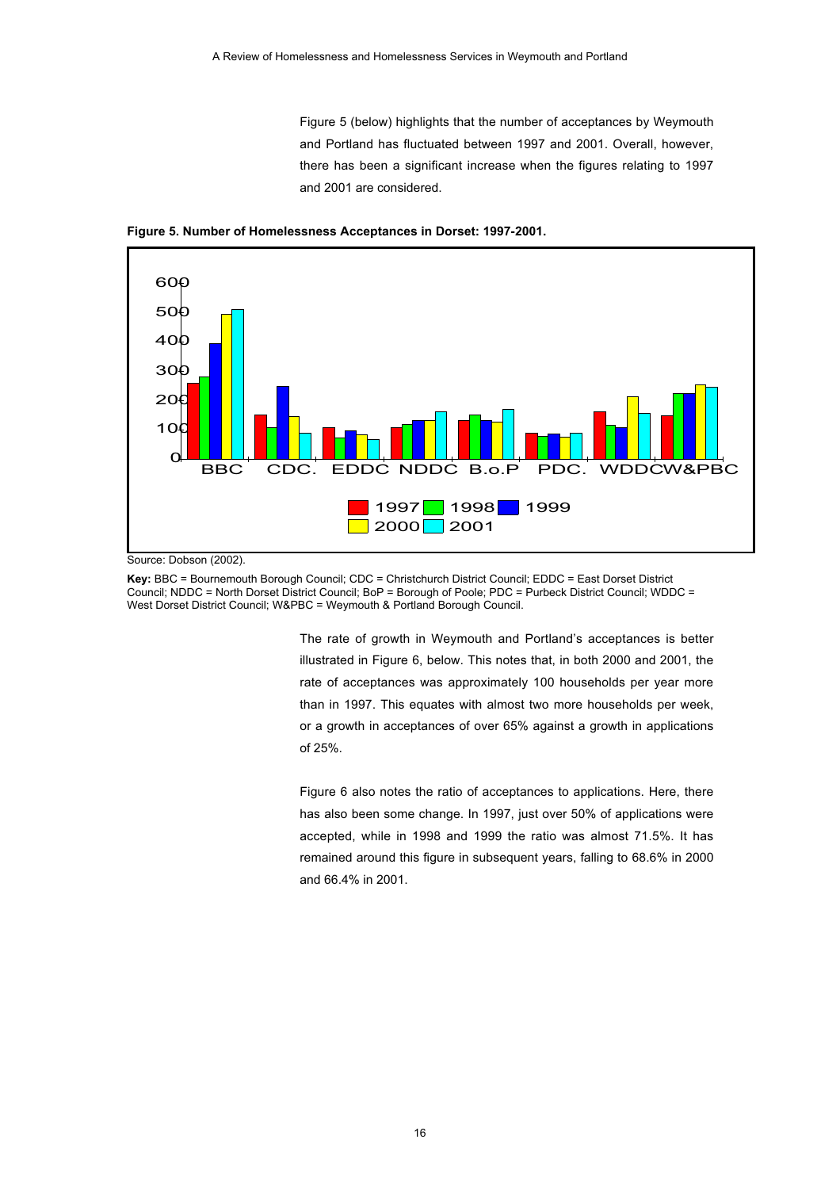Figure 5 (below) highlights that the number of acceptances by Weymouth and Portland has fluctuated between 1997 and 2001. Overall, however, there has been a significant increase when the figures relating to 1997 and 2001 are considered.

**Figure 5. Number of Homelessness Acceptances in Dorset: 1997-2001.**

Source: Dobson (2002).

**Key:** BBC = Bournemouth Borough Council; CDC = Christchurch District Council; EDDC = East Dorset District Council; NDDC = North Dorset District Council; BoP = Borough of Poole; PDC = Purbeck District Council; WDDC = West Dorset District Council; W&PBC = Weymouth & Portland Borough Council.

The rate of growth in Weymouth and Portland's acceptances is better illustrated in Figure 6, below. This notes that, in both 2000 and 2001, the rate of acceptances was approximately 100 households per year more than in 1997. This equates with almost two more households per week, or a growth in acceptances of over 65% against a growth in applications of 25%.

Figure 6 also notes the ratio of acceptances to applications. Here, there has also been some change. In 1997, just over 50% of applications were accepted, while in 1998 and 1999 the ratio was almost 71.5%. It has remained around this figure in subsequent years, falling to 68.6% in 2000 and 66.4% in 2001.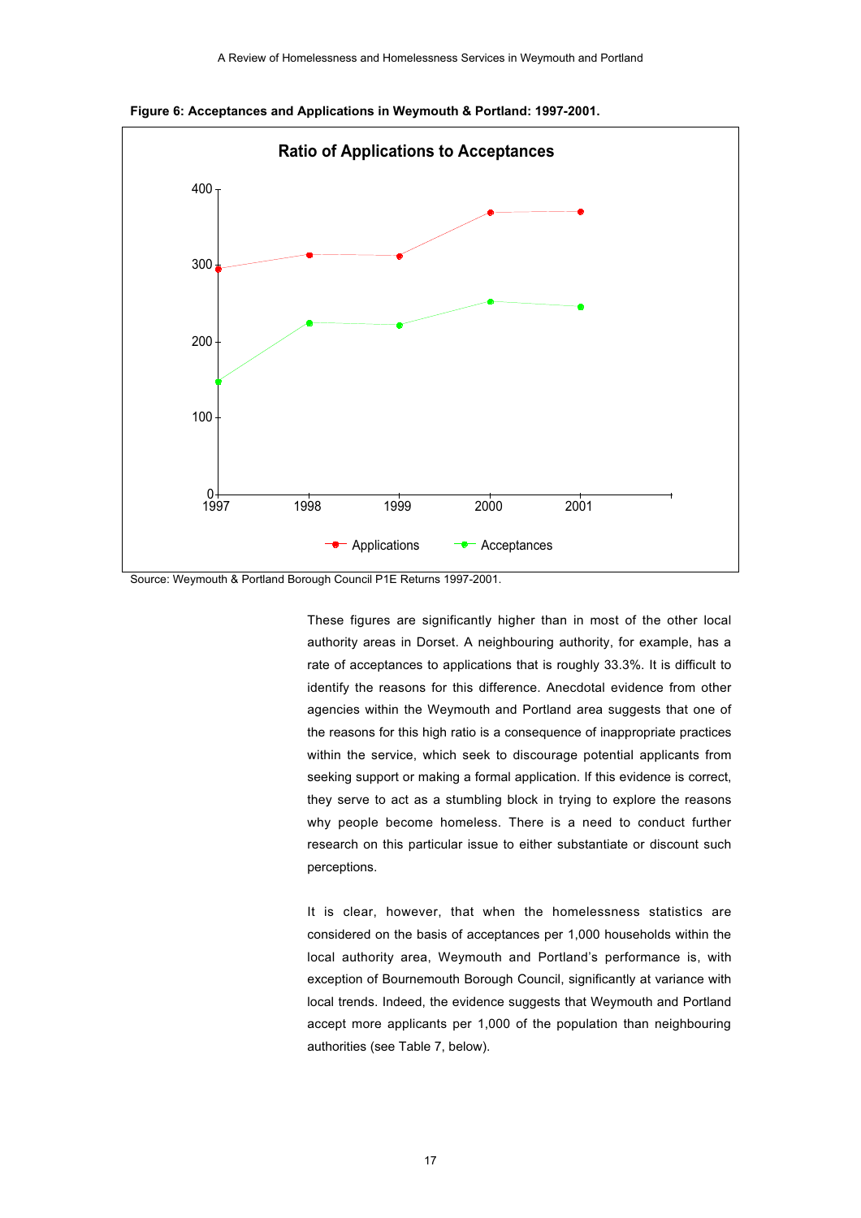**Figure 6: Acceptances and Applications in Weymouth & Portland: 1997-2001.**

Source: Weymouth & Portland Borough Council P1E Returns 1997-2001.

These figures are significantly higher than in most of the other local authority areas in Dorset. A neighbouring authority, for example, has a rate of acceptances to applications that is roughly 33.3%. It is difficult to identify the reasons for this difference. Anecdotal evidence from other agencies within the Weymouth and Portland area suggests that one of the reasons for this high ratio is a consequence of inappropriate practices within the service, which seek to discourage potential applicants from seeking support or making a formal application. If this evidence is correct, they serve to act as a stumbling block in trying to explore the reasons why people become homeless. There is a need to conduct further research on this particular issue to either substantiate or discount such perceptions.

It is clear, however, that when the homelessness statistics are considered on the basis of acceptances per 1,000 households within the local authority area, Weymouth and Portland's performance is, with exception of Bournemouth Borough Council, significantly at variance with local trends. Indeed, the evidence suggests that Weymouth and Portland accept more applicants per 1,000 of the population than neighbouring authorities (see Table 7, below).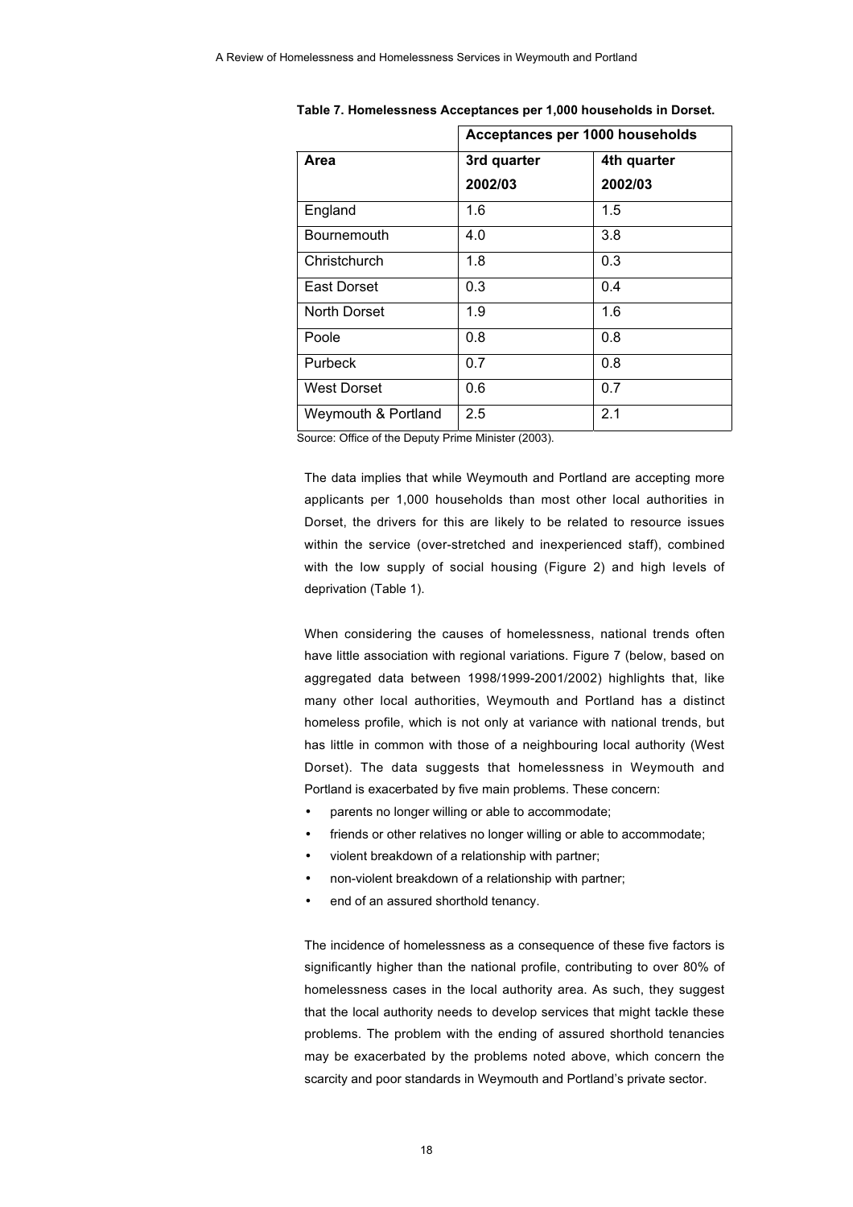**Table 7. Homelessness Acceptances per 1,000 households in Dorset.**

| | Acceptances per 1000 households | |
|---|---|---|
| **Area** | **3rd quarter 2002/03** | **4th quarter 2002/03** |
| England | 1.6 | 1.5 |
| Bournemouth | 4.0 | 3.8 |
| Christchurch | 1.8 | 0.3 |
| East Dorset | 0.3 | 0.4 |
| North Dorset | 1.9 | 1.6 |
| Poole | 0.8 | 0.8 |
| Purbeck | 0.7 | 0.8 |
| West Dorset | 0.6 | 0.7 |
| Weymouth & Portland | 2.5 | 2.1 |

Source: Office of the Deputy Prime Minister (2003).

The data implies that while Weymouth and Portland are accepting more applicants per 1,000 households than most other local authorities in Dorset, the drivers for this are likely to be related to resource issues within the service (over-stretched and inexperienced staff), combined with the low supply of social housing (Figure 2) and high levels of deprivation (Table 1).

When considering the causes of homelessness, national trends often have little association with regional variations. Figure 7 (below, based on aggregated data between 1998/1999-2001/2002) highlights that, like many other local authorities, Weymouth and Portland has a distinct homeless profile, which is not only at variance with national trends, but has little in common with those of a neighbouring local authority (West Dorset). The data suggests that homelessness in Weymouth and Portland is exacerbated by five main problems. These concern:

- parents no longer willing or able to accommodate;
- friends or other relatives no longer willing or able to accommodate;
- violent breakdown of a relationship with partner;
- non-violent breakdown of a relationship with partner;
- end of an assured shorthold tenancy.

The incidence of homelessness as a consequence of these five factors is significantly higher than the national profile, contributing to over 80% of homelessness cases in the local authority area. As such, they suggest that the local authority needs to develop services that might tackle these problems. The problem with the ending of assured shorthold tenancies may be exacerbated by the problems noted above, which concern the scarcity and poor standards in Weymouth and Portland's private sector.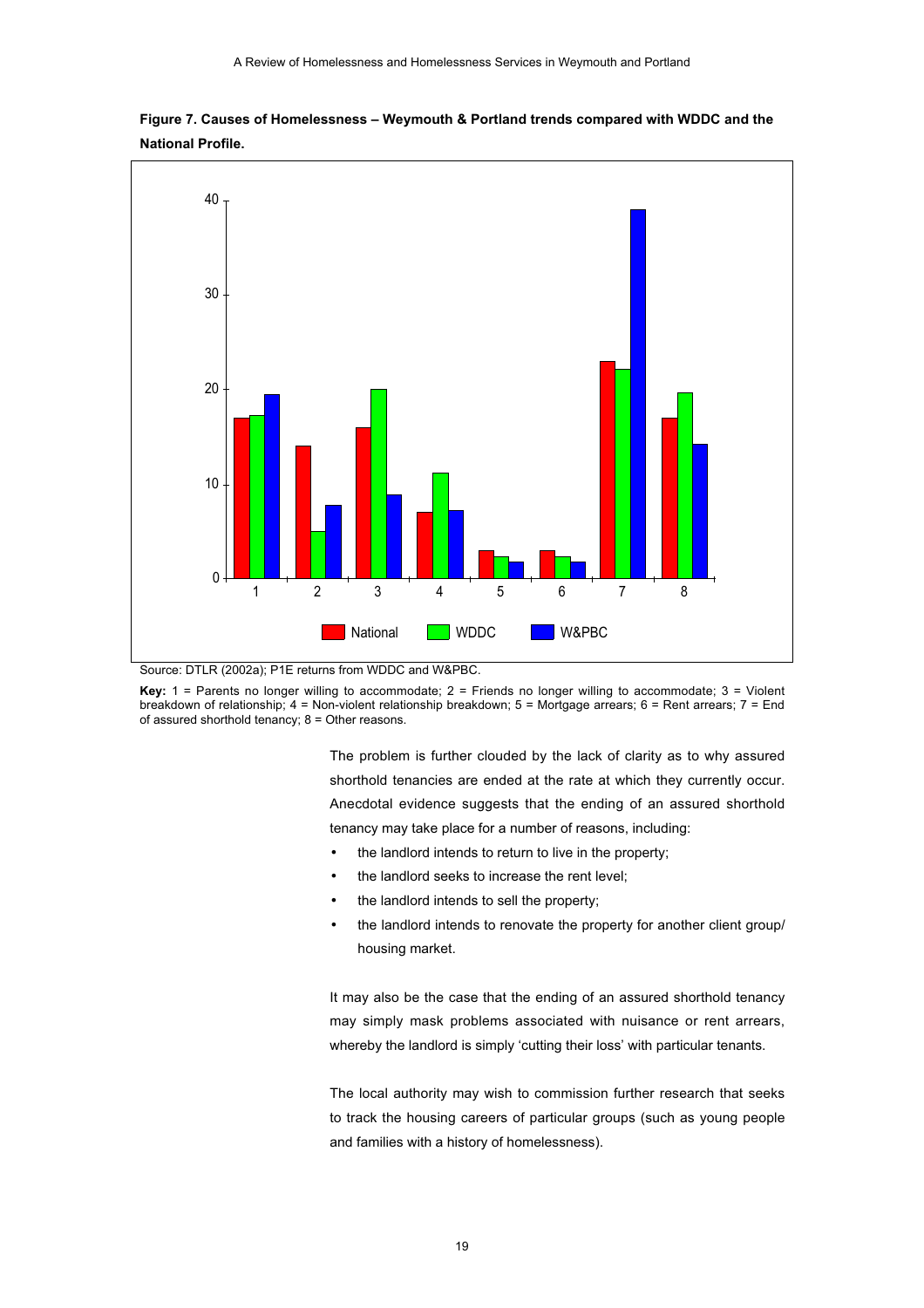**Figure 7. Causes of Homelessness – Weymouth & Portland trends compared with WDDC and the National Profile.**

Source: DTLR (2002a); P1E returns from WDDC and W&PBC.

**Key:** 1 = Parents no longer willing to accommodate; 2 = Friends no longer willing to accommodate; 3 = Violent breakdown of relationship; 4 = Non-violent relationship breakdown; 5 = Mortgage arrears; 6 = Rent arrears; 7 = End of assured shorthold tenancy; 8 = Other reasons.

The problem is further clouded by the lack of clarity as to why assured shorthold tenancies are ended at the rate at which they currently occur. Anecdotal evidence suggests that the ending of an assured shorthold tenancy may take place for a number of reasons, including:

- the landlord intends to return to live in the property;
- the landlord seeks to increase the rent level;
- the landlord intends to sell the property;
- the landlord intends to renovate the property for another client group/ housing market.

It may also be the case that the ending of an assured shorthold tenancy may simply mask problems associated with nuisance or rent arrears, whereby the landlord is simply 'cutting their loss' with particular tenants.

The local authority may wish to commission further research that seeks to track the housing careers of particular groups (such as young people and families with a history of homelessness).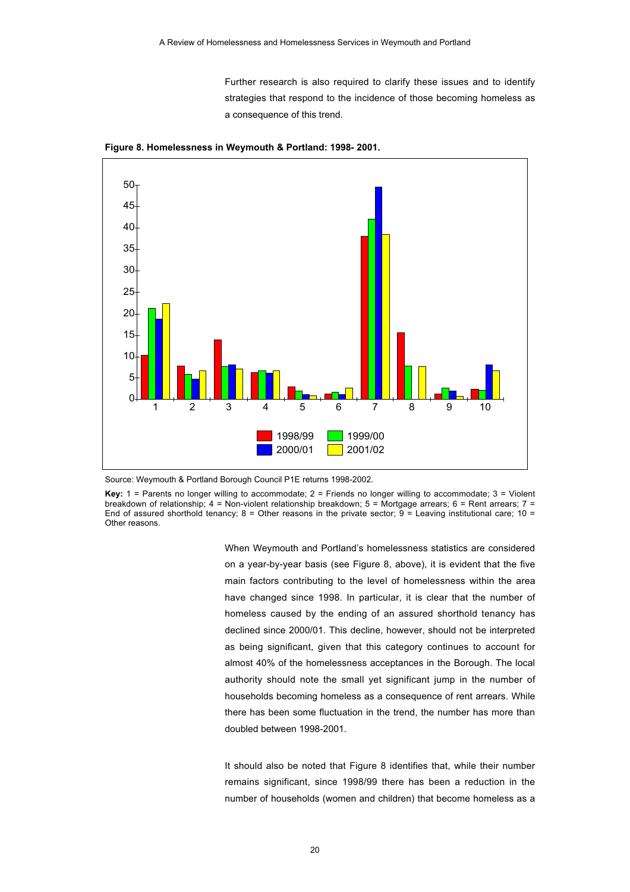Further research is also required to clarify these issues and to identify strategies that respond to the incidence of those becoming homeless as a consequence of this trend.

**Figure 8. Homelessness in Weymouth & Portland: 1998- 2001.**

Source: Weymouth & Portland Borough Council P1E returns 1998-2002.

**Key:** 1 = Parents no longer willing to accommodate; 2 = Friends no longer willing to accommodate; 3 = Violent breakdown of relationship; 4 = Non-violent relationship breakdown; 5 = Mortgage arrears; 6 = Rent arrears; 7 = End of assured shorthold tenancy; 8 = Other reasons in the private sector; 9 = Leaving institutional care; 10 = Other reasons.

When Weymouth and Portland's homelessness statistics are considered on a year-by-year basis (see Figure 8, above), it is evident that the five main factors contributing to the level of homelessness within the area have changed since 1998. In particular, it is clear that the number of homeless caused by the ending of an assured shorthold tenancy has declined since 2000/01. This decline, however, should not be interpreted as being significant, given that this category continues to account for almost 40% of the homelessness acceptances in the Borough. The local authority should note the small yet significant jump in the number of households becoming homeless as a consequence of rent arrears. While there has been some fluctuation in the trend, the number has more than doubled between 1998-2001.

It should also be noted that Figure 8 identifies that, while their number remains significant, since 1998/99 there has been a reduction in the number of households (women and children) that become homeless as a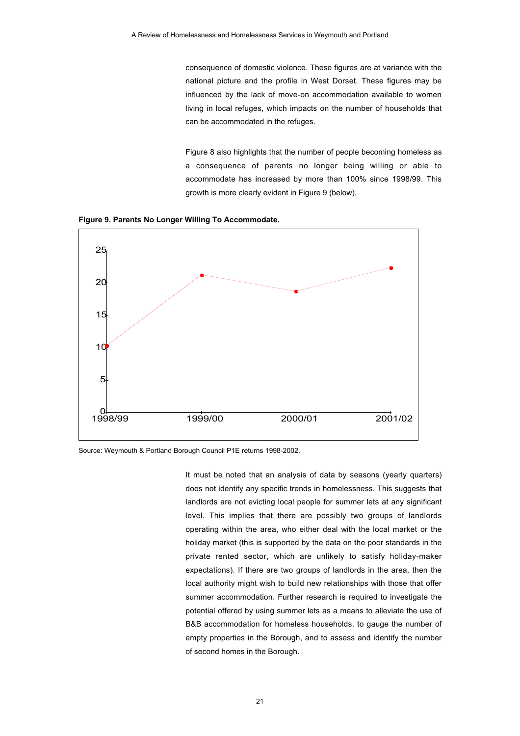consequence of domestic violence. These figures are at variance with the national picture and the profile in West Dorset. These figures may be influenced by the lack of move-on accommodation available to women living in local refuges, which impacts on the number of households that can be accommodated in the refuges.

Figure 8 also highlights that the number of people becoming homeless as a consequence of parents no longer being willing or able to accommodate has increased by more than 100% since 1998/99. This growth is more clearly evident in Figure 9 (below).

**Figure 9. Parents No Longer Willing To Accommodate.**

Source: Weymouth & Portland Borough Council P1E returns 1998-2002.

It must be noted that an analysis of data by seasons (yearly quarters) does not identify any specific trends in homelessness. This suggests that landlords are not evicting local people for summer lets at any significant level. This implies that there are possibly two groups of landlords operating within the area, who either deal with the local market or the holiday market (this is supported by the data on the poor standards in the private rented sector, which are unlikely to satisfy holiday-maker expectations). If there are two groups of landlords in the area, then the local authority might wish to build new relationships with those that offer summer accommodation. Further research is required to investigate the potential offered by using summer lets as a means to alleviate the use of B&B accommodation for homeless households, to gauge the number of empty properties in the Borough, and to assess and identify the number of second homes in the Borough.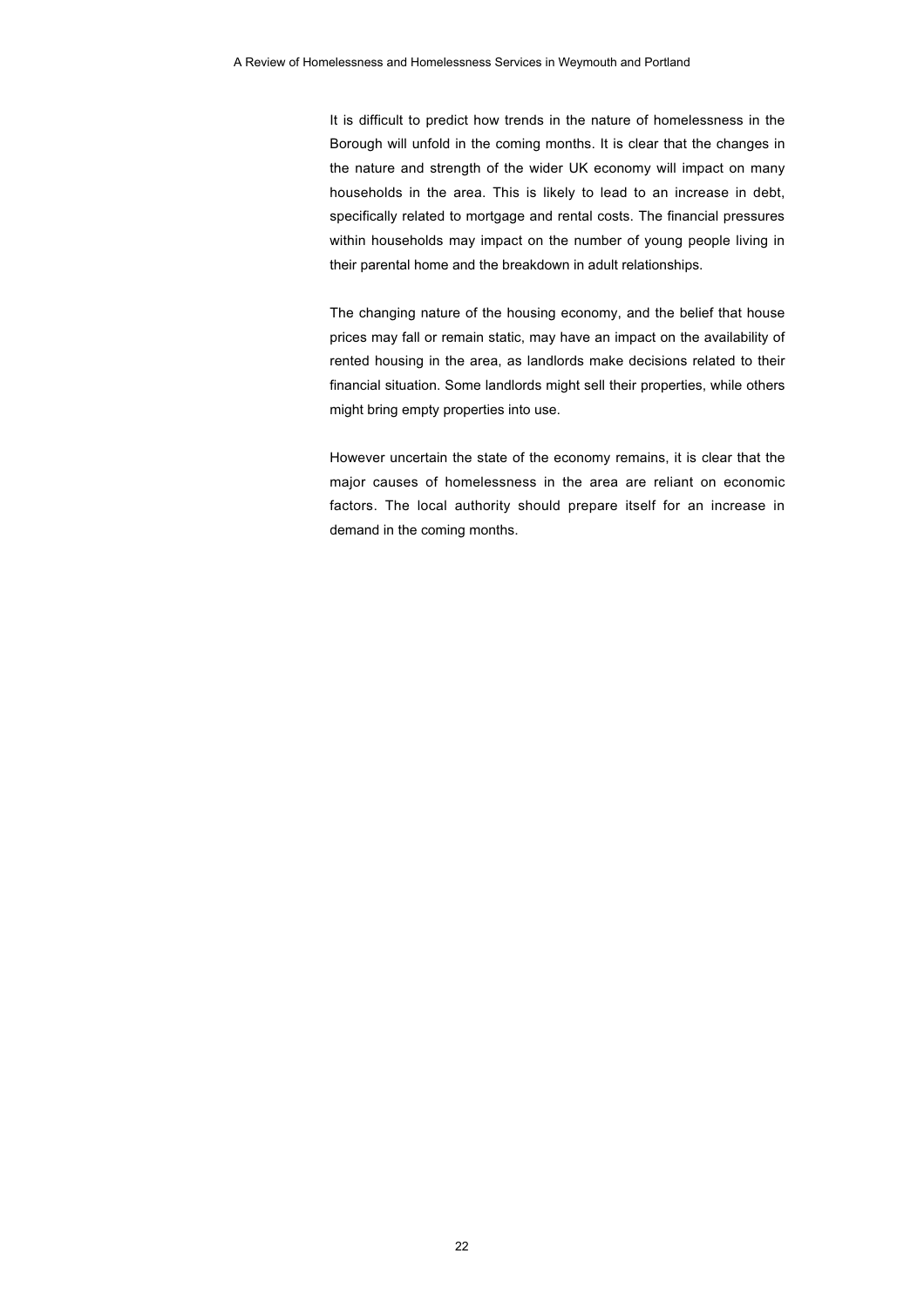It is difficult to predict how trends in the nature of homelessness in the Borough will unfold in the coming months. It is clear that the changes in the nature and strength of the wider UK economy will impact on many households in the area. This is likely to lead to an increase in debt, specifically related to mortgage and rental costs. The financial pressures within households may impact on the number of young people living in their parental home and the breakdown in adult relationships.

The changing nature of the housing economy, and the belief that house prices may fall or remain static, may have an impact on the availability of rented housing in the area, as landlords make decisions related to their financial situation. Some landlords might sell their properties, while others might bring empty properties into use.

However uncertain the state of the economy remains, it is clear that the major causes of homelessness in the area are reliant on economic factors. The local authority should prepare itself for an increase in demand in the coming months.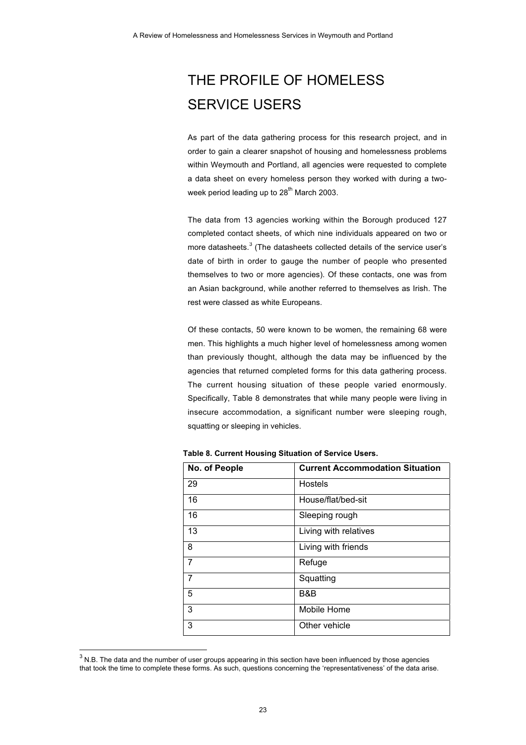# THE PROFILE OF HOMELESS SERVICE USERS

As part of the data gathering process for this research project, and in order to gain a clearer snapshot of housing and homelessness problems within Weymouth and Portland, all agencies were requested to complete a data sheet on every homeless person they worked with during a two-week period leading up to 28th March 2003.

The data from 13 agencies working within the Borough produced 127 completed contact sheets, of which nine individuals appeared on two or more datasheets.[3] (The datasheets collected details of the service user's date of birth in order to gauge the number of people who presented themselves to two or more agencies). Of these contacts, one was from an Asian background, while another referred to themselves as Irish. The rest were classed as white Europeans.

Of these contacts, 50 were known to be women, the remaining 68 were men. This highlights a much higher level of homelessness among women than previously thought, although the data may be influenced by the agencies that returned completed forms for this data gathering process. The current housing situation of these people varied enormously. Specifically, Table 8 demonstrates that while many people were living in insecure accommodation, a significant number were sleeping rough, squatting or sleeping in vehicles.

**Table 8. Current Housing Situation of Service Users.**

| No. of People | Current Accommodation Situation |
|---|---|
| 29 | Hostels |
| 16 | House/flat/bed-sit |
| 16 | Sleeping rough |
| 13 | Living with relatives |
| 8 | Living with friends |
| 7 | Refuge |
| 7 | Squatting |
| 5 | B&B |
| 3 | Mobile Home |
| 3 | Other vehicle |

[3] N.B. The data and the number of user groups appearing in this section have been influenced by those agencies that took the time to complete these forms. As such, questions concerning the 'representativeness' of the data arise.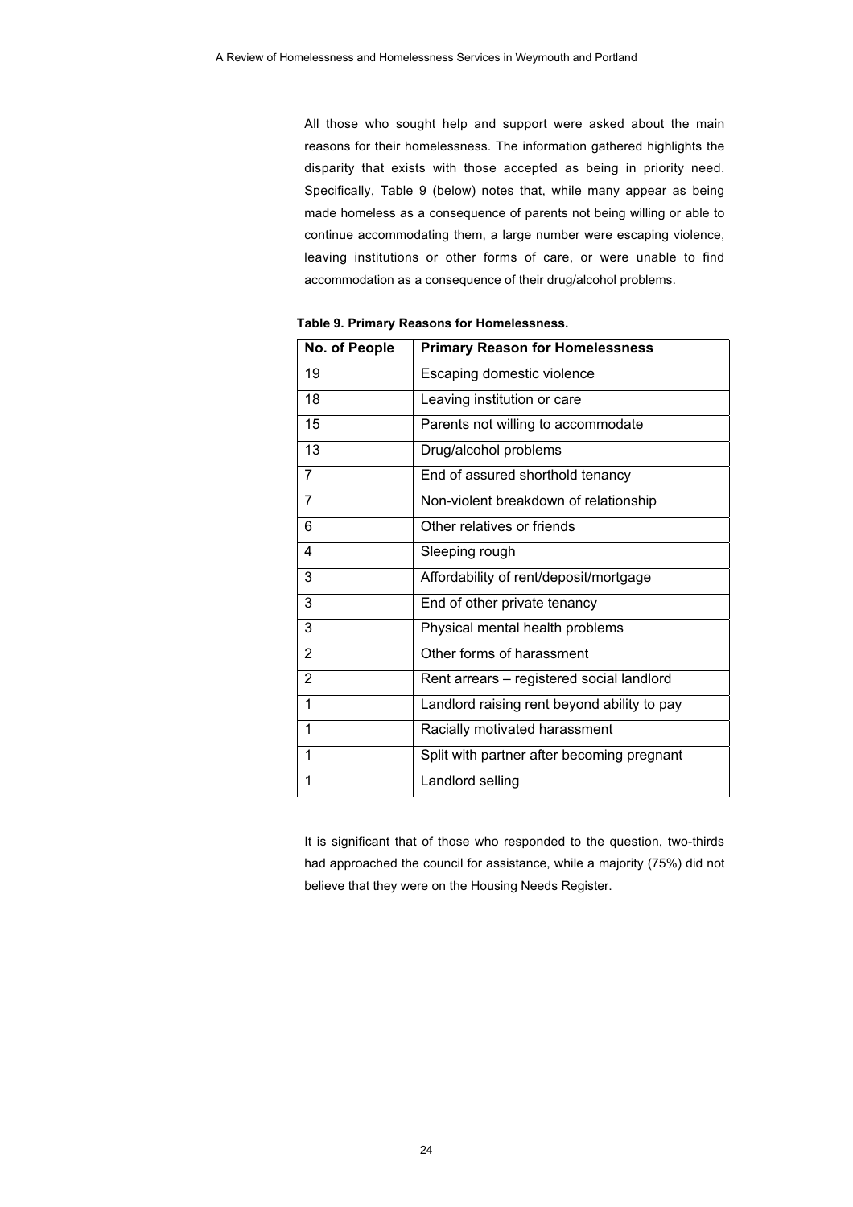All those who sought help and support were asked about the main reasons for their homelessness. The information gathered highlights the disparity that exists with those accepted as being in priority need. Specifically, Table 9 (below) notes that, while many appear as being made homeless as a consequence of parents not being willing or able to continue accommodating them, a large number were escaping violence, leaving institutions or other forms of care, or were unable to find accommodation as a consequence of their drug/alcohol problems.

**Table 9. Primary Reasons for Homelessness.**

| No. of People | Primary Reason for Homelessness |
|---|---|
| 19 | Escaping domestic violence |
| 18 | Leaving institution or care |
| 15 | Parents not willing to accommodate |
| 13 | Drug/alcohol problems |
| 7 | End of assured shorthold tenancy |
| 7 | Non-violent breakdown of relationship |
| 6 | Other relatives or friends |
| 4 | Sleeping rough |
| 3 | Affordability of rent/deposit/mortgage |
| 3 | End of other private tenancy |
| 3 | Physical mental health problems |
| 2 | Other forms of harassment |
| 2 | Rent arrears – registered social landlord |
| 1 | Landlord raising rent beyond ability to pay |
| 1 | Racially motivated harassment |
| 1 | Split with partner after becoming pregnant |
| 1 | Landlord selling |

It is significant that of those who responded to the question, two-thirds had approached the council for assistance, while a majority (75%) did not believe that they were on the Housing Needs Register.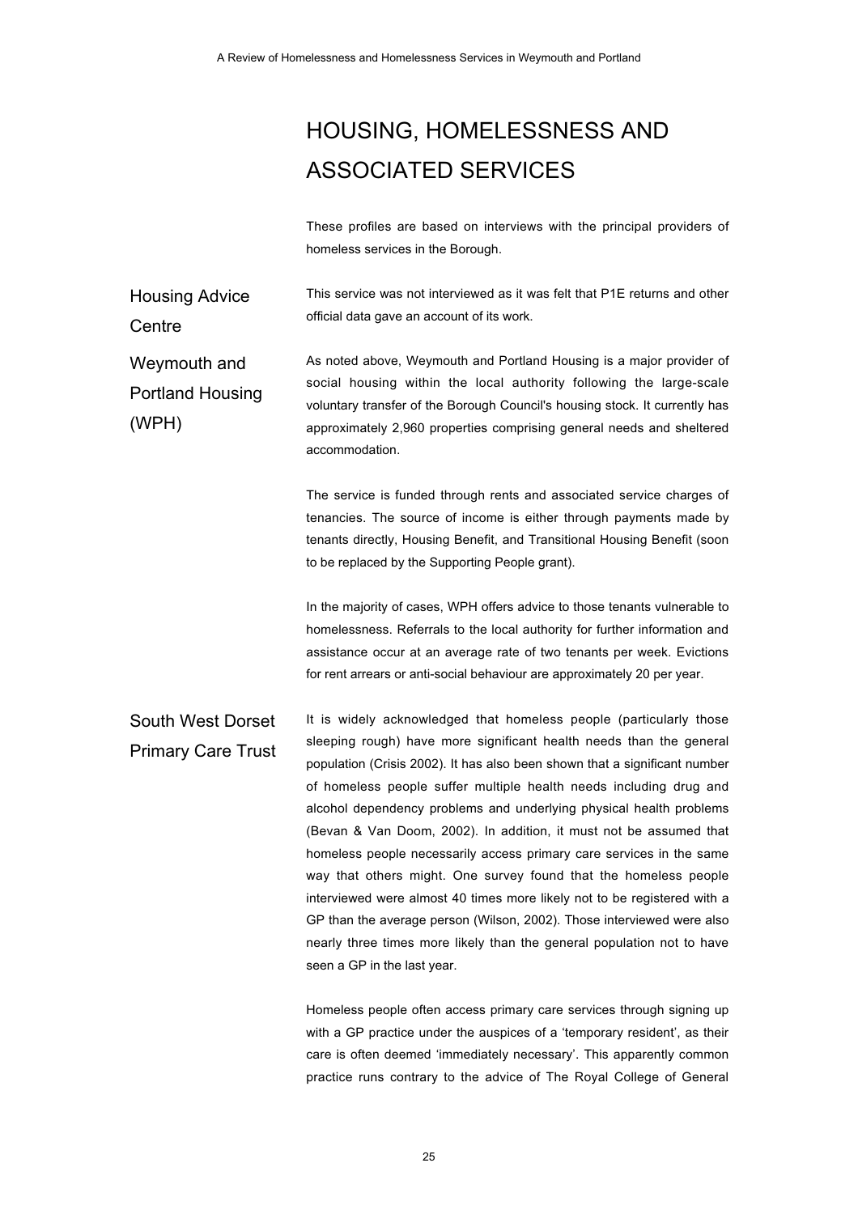# HOUSING, HOMELESSNESS AND ASSOCIATED SERVICES

These profiles are based on interviews with the principal providers of homeless services in the Borough.

## Housing Advice Centre

This service was not interviewed as it was felt that P1E returns and other official data gave an account of its work.

## Weymouth and Portland Housing (WPH)

As noted above, Weymouth and Portland Housing is a major provider of social housing within the local authority following the large-scale voluntary transfer of the Borough Council's housing stock. It currently has approximately 2,960 properties comprising general needs and sheltered accommodation.

The service is funded through rents and associated service charges of tenancies. The source of income is either through payments made by tenants directly, Housing Benefit, and Transitional Housing Benefit (soon to be replaced by the Supporting People grant).

In the majority of cases, WPH offers advice to those tenants vulnerable to homelessness. Referrals to the local authority for further information and assistance occur at an average rate of two tenants per week. Evictions for rent arrears or anti-social behaviour are approximately 20 per year.

## South West Dorset Primary Care Trust

It is widely acknowledged that homeless people (particularly those sleeping rough) have more significant health needs than the general population (Crisis 2002). It has also been shown that a significant number of homeless people suffer multiple health needs including drug and alcohol dependency problems and underlying physical health problems (Bevan & Van Doom, 2002). In addition, it must not be assumed that homeless people necessarily access primary care services in the same way that others might. One survey found that the homeless people interviewed were almost 40 times more likely not to be registered with a GP than the average person (Wilson, 2002). Those interviewed were also nearly three times more likely than the general population not to have seen a GP in the last year.

Homeless people often access primary care services through signing up with a GP practice under the auspices of a 'temporary resident', as their care is often deemed 'immediately necessary'. This apparently common practice runs contrary to the advice of The Royal College of General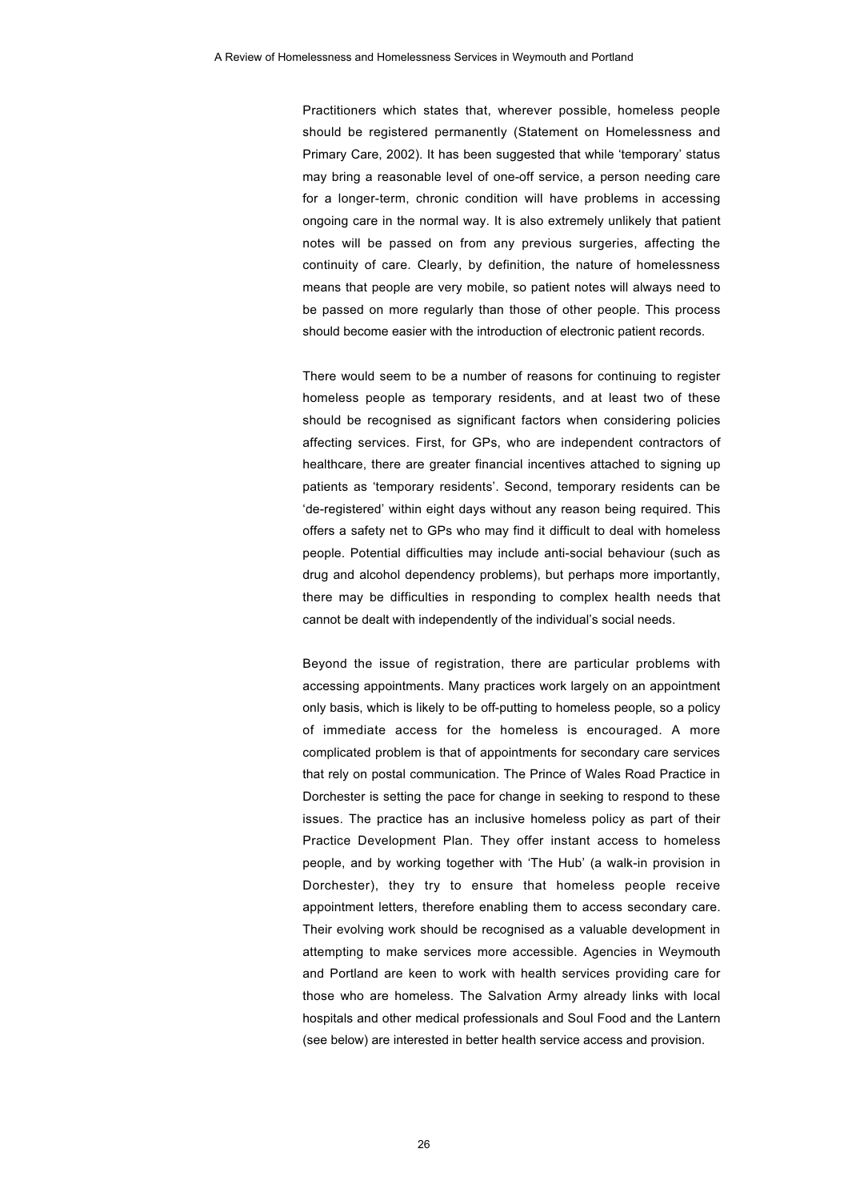Practitioners which states that, wherever possible, homeless people should be registered permanently (Statement on Homelessness and Primary Care, 2002). It has been suggested that while 'temporary' status may bring a reasonable level of one-off service, a person needing care for a longer-term, chronic condition will have problems in accessing ongoing care in the normal way. It is also extremely unlikely that patient notes will be passed on from any previous surgeries, affecting the continuity of care. Clearly, by definition, the nature of homelessness means that people are very mobile, so patient notes will always need to be passed on more regularly than those of other people. This process should become easier with the introduction of electronic patient records.

There would seem to be a number of reasons for continuing to register homeless people as temporary residents, and at least two of these should be recognised as significant factors when considering policies affecting services. First, for GPs, who are independent contractors of healthcare, there are greater financial incentives attached to signing up patients as 'temporary residents'. Second, temporary residents can be 'de-registered' within eight days without any reason being required. This offers a safety net to GPs who may find it difficult to deal with homeless people. Potential difficulties may include anti-social behaviour (such as drug and alcohol dependency problems), but perhaps more importantly, there may be difficulties in responding to complex health needs that cannot be dealt with independently of the individual's social needs.

Beyond the issue of registration, there are particular problems with accessing appointments. Many practices work largely on an appointment only basis, which is likely to be off-putting to homeless people, so a policy of immediate access for the homeless is encouraged. A more complicated problem is that of appointments for secondary care services that rely on postal communication. The Prince of Wales Road Practice in Dorchester is setting the pace for change in seeking to respond to these issues. The practice has an inclusive homeless policy as part of their Practice Development Plan. They offer instant access to homeless people, and by working together with 'The Hub' (a walk-in provision in Dorchester), they try to ensure that homeless people receive appointment letters, therefore enabling them to access secondary care. Their evolving work should be recognised as a valuable development in attempting to make services more accessible. Agencies in Weymouth and Portland are keen to work with health services providing care for those who are homeless. The Salvation Army already links with local hospitals and other medical professionals and Soul Food and the Lantern (see below) are interested in better health service access and provision.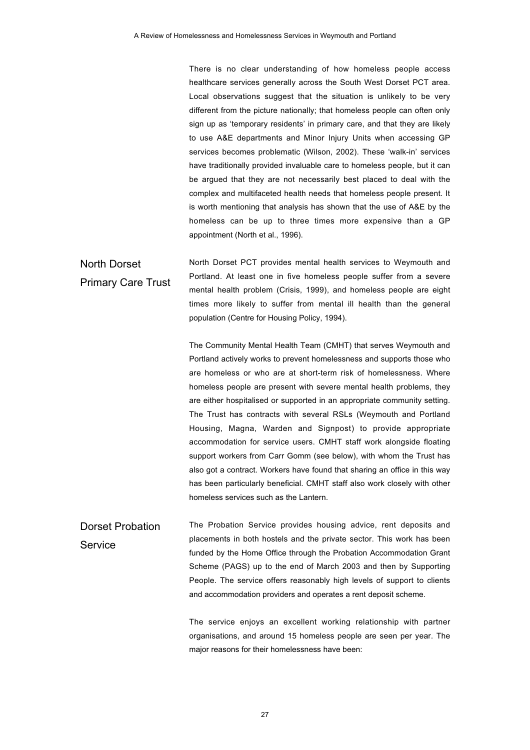There is no clear understanding of how homeless people access healthcare services generally across the South West Dorset PCT area. Local observations suggest that the situation is unlikely to be very different from the picture nationally; that homeless people can often only sign up as 'temporary residents' in primary care, and that they are likely to use A&E departments and Minor Injury Units when accessing GP services becomes problematic (Wilson, 2002). These 'walk-in' services have traditionally provided invaluable care to homeless people, but it can be argued that they are not necessarily best placed to deal with the complex and multifaceted health needs that homeless people present. It is worth mentioning that analysis has shown that the use of A&E by the homeless can be up to three times more expensive than a GP appointment (North et al., 1996).

## North Dorset Primary Care Trust

North Dorset PCT provides mental health services to Weymouth and Portland. At least one in five homeless people suffer from a severe mental health problem (Crisis, 1999), and homeless people are eight times more likely to suffer from mental ill health than the general population (Centre for Housing Policy, 1994).

The Community Mental Health Team (CMHT) that serves Weymouth and Portland actively works to prevent homelessness and supports those who are homeless or who are at short-term risk of homelessness. Where homeless people are present with severe mental health problems, they are either hospitalised or supported in an appropriate community setting. The Trust has contracts with several RSLs (Weymouth and Portland Housing, Magna, Warden and Signpost) to provide appropriate accommodation for service users. CMHT staff work alongside floating support workers from Carr Gomm (see below), with whom the Trust has also got a contract. Workers have found that sharing an office in this way has been particularly beneficial. CMHT staff also work closely with other homeless services such as the Lantern.

## Dorset Probation Service

The Probation Service provides housing advice, rent deposits and placements in both hostels and the private sector. This work has been funded by the Home Office through the Probation Accommodation Grant Scheme (PAGS) up to the end of March 2003 and then by Supporting People. The service offers reasonably high levels of support to clients and accommodation providers and operates a rent deposit scheme.

The service enjoys an excellent working relationship with partner organisations, and around 15 homeless people are seen per year. The major reasons for their homelessness have been: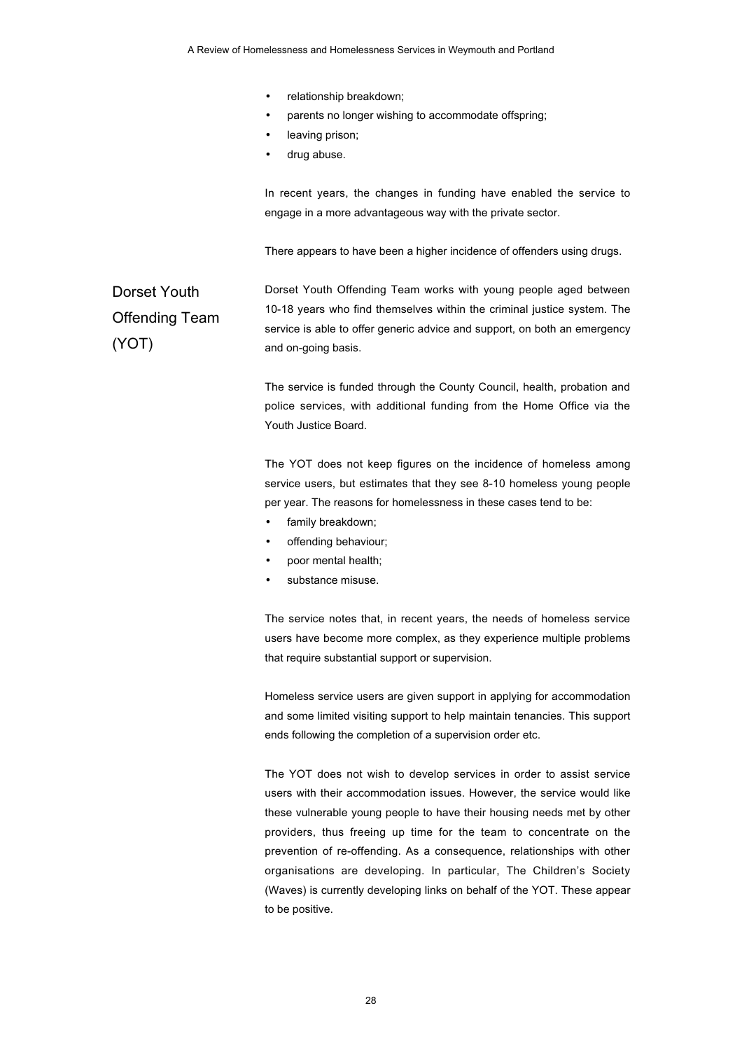- relationship breakdown;
- parents no longer wishing to accommodate offspring;
- leaving prison;
- drug abuse.

In recent years, the changes in funding have enabled the service to engage in a more advantageous way with the private sector.

There appears to have been a higher incidence of offenders using drugs.

## Dorset Youth Offending Team (YOT)

Dorset Youth Offending Team works with young people aged between 10-18 years who find themselves within the criminal justice system. The service is able to offer generic advice and support, on both an emergency and on-going basis.

The service is funded through the County Council, health, probation and police services, with additional funding from the Home Office via the Youth Justice Board.

The YOT does not keep figures on the incidence of homeless among service users, but estimates that they see 8-10 homeless young people per year. The reasons for homelessness in these cases tend to be:

- family breakdown;
- offending behaviour;
- poor mental health;
- substance misuse.

The service notes that, in recent years, the needs of homeless service users have become more complex, as they experience multiple problems that require substantial support or supervision.

Homeless service users are given support in applying for accommodation and some limited visiting support to help maintain tenancies. This support ends following the completion of a supervision order etc.

The YOT does not wish to develop services in order to assist service users with their accommodation issues. However, the service would like these vulnerable young people to have their housing needs met by other providers, thus freeing up time for the team to concentrate on the prevention of re-offending. As a consequence, relationships with other organisations are developing. In particular, The Children's Society (Waves) is currently developing links on behalf of the YOT. These appear to be positive.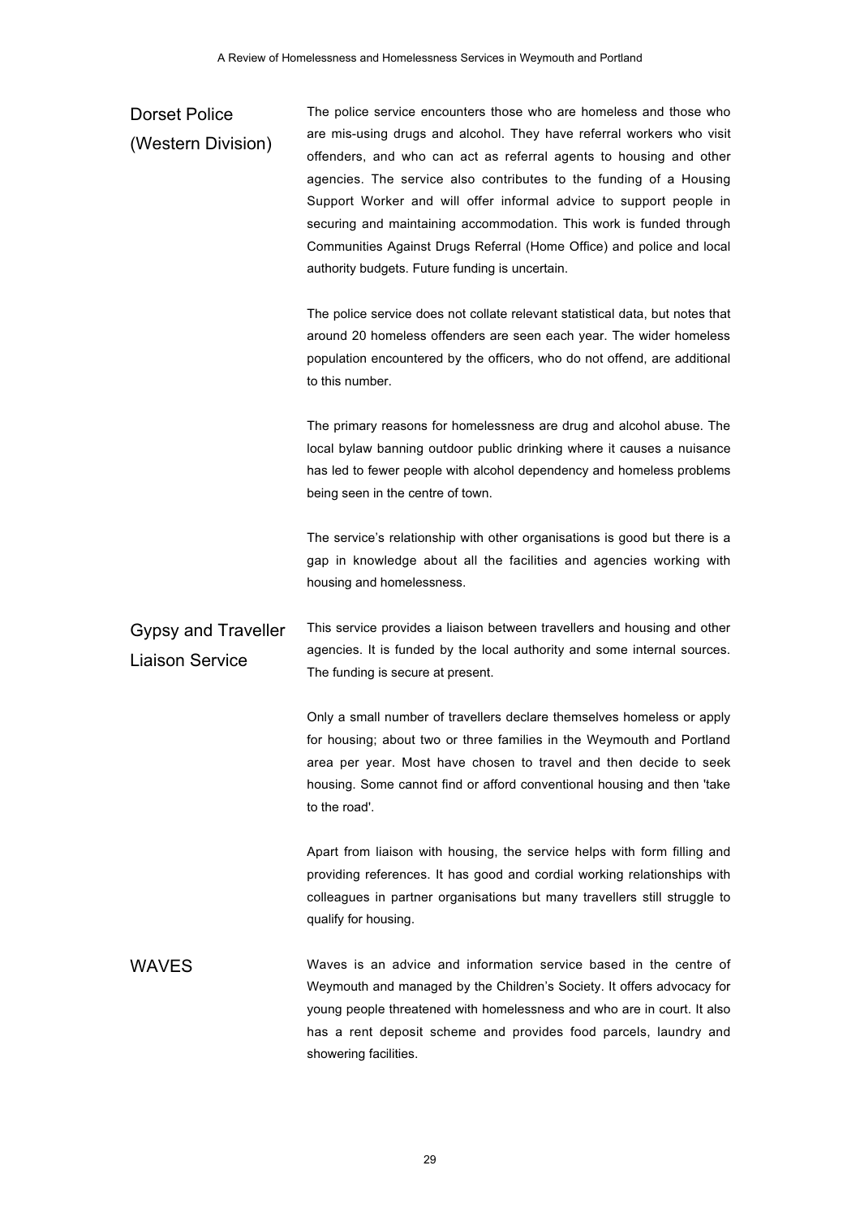### Dorset Police (Western Division)

The police service encounters those who are homeless and those who are mis-using drugs and alcohol. They have referral workers who visit offenders, and who can act as referral agents to housing and other agencies. The service also contributes to the funding of a Housing Support Worker and will offer informal advice to support people in securing and maintaining accommodation. This work is funded through Communities Against Drugs Referral (Home Office) and police and local authority budgets. Future funding is uncertain.

The police service does not collate relevant statistical data, but notes that around 20 homeless offenders are seen each year. The wider homeless population encountered by the officers, who do not offend, are additional to this number.

The primary reasons for homelessness are drug and alcohol abuse. The local bylaw banning outdoor public drinking where it causes a nuisance has led to fewer people with alcohol dependency and homeless problems being seen in the centre of town.

The service's relationship with other organisations is good but there is a gap in knowledge about all the facilities and agencies working with housing and homelessness.

### Gypsy and Traveller Liaison Service

This service provides a liaison between travellers and housing and other agencies. It is funded by the local authority and some internal sources. The funding is secure at present.

Only a small number of travellers declare themselves homeless or apply for housing; about two or three families in the Weymouth and Portland area per year. Most have chosen to travel and then decide to seek housing. Some cannot find or afford conventional housing and then 'take to the road'.

Apart from liaison with housing, the service helps with form filling and providing references. It has good and cordial working relationships with colleagues in partner organisations but many travellers still struggle to qualify for housing.

### WAVES

Waves is an advice and information service based in the centre of Weymouth and managed by the Children's Society. It offers advocacy for young people threatened with homelessness and who are in court. It also has a rent deposit scheme and provides food parcels, laundry and showering facilities.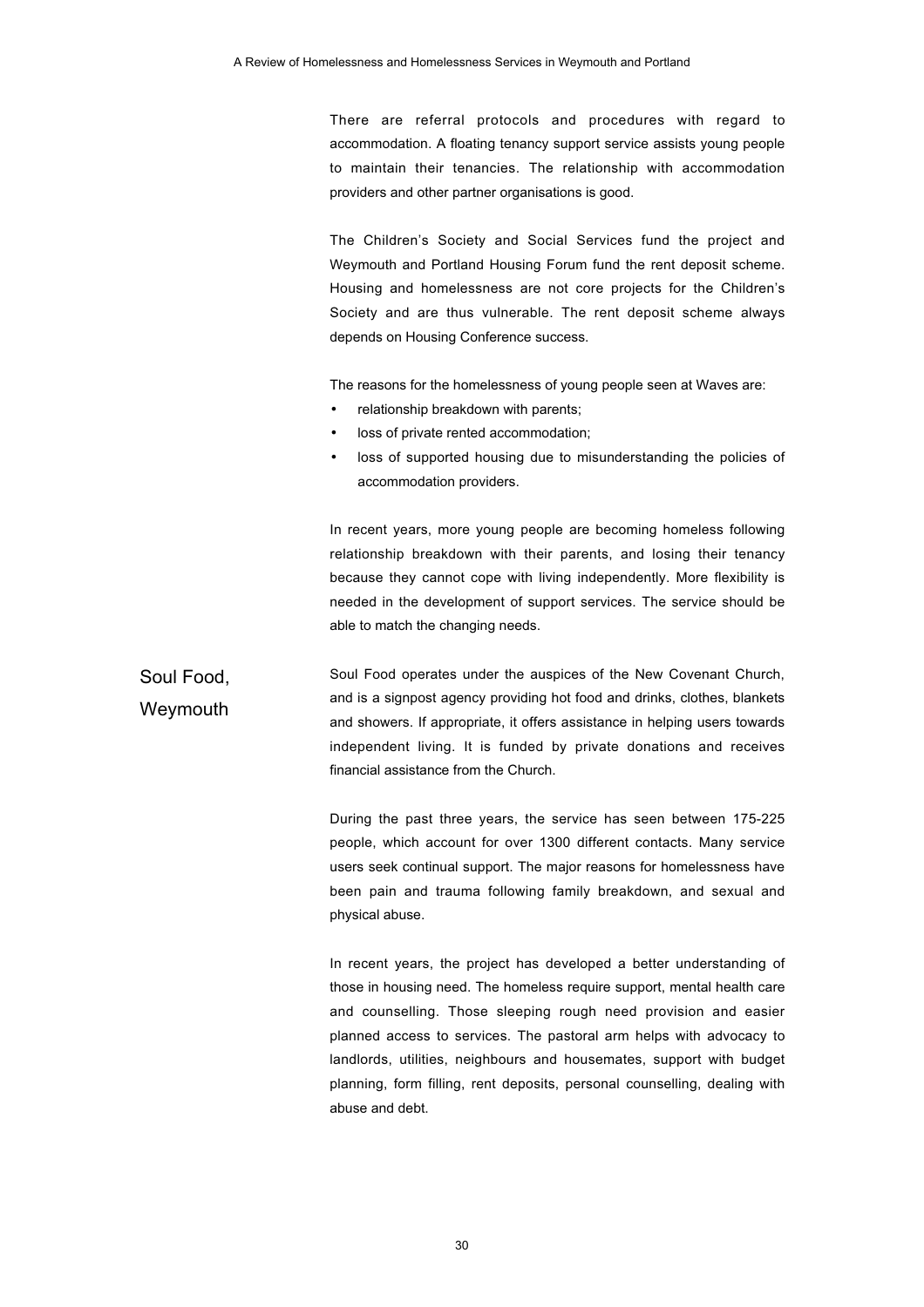There are referral protocols and procedures with regard to accommodation. A floating tenancy support service assists young people to maintain their tenancies. The relationship with accommodation providers and other partner organisations is good.

The Children's Society and Social Services fund the project and Weymouth and Portland Housing Forum fund the rent deposit scheme. Housing and homelessness are not core projects for the Children's Society and are thus vulnerable. The rent deposit scheme always depends on Housing Conference success.

The reasons for the homelessness of young people seen at Waves are:

- relationship breakdown with parents;
- loss of private rented accommodation;
- loss of supported housing due to misunderstanding the policies of accommodation providers.

In recent years, more young people are becoming homeless following relationship breakdown with their parents, and losing their tenancy because they cannot cope with living independently. More flexibility is needed in the development of support services. The service should be able to match the changing needs.

## Soul Food, Weymouth

Soul Food operates under the auspices of the New Covenant Church, and is a signpost agency providing hot food and drinks, clothes, blankets and showers. If appropriate, it offers assistance in helping users towards independent living. It is funded by private donations and receives financial assistance from the Church.

During the past three years, the service has seen between 175-225 people, which account for over 1300 different contacts. Many service users seek continual support. The major reasons for homelessness have been pain and trauma following family breakdown, and sexual and physical abuse.

In recent years, the project has developed a better understanding of those in housing need. The homeless require support, mental health care and counselling. Those sleeping rough need provision and easier planned access to services. The pastoral arm helps with advocacy to landlords, utilities, neighbours and housemates, support with budget planning, form filling, rent deposits, personal counselling, dealing with abuse and debt.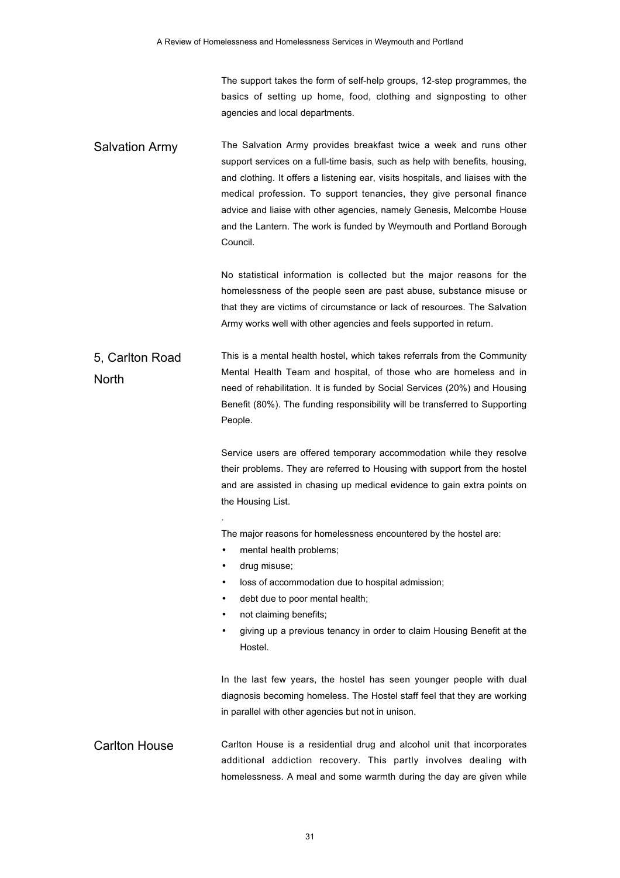The support takes the form of self-help groups, 12-step programmes, the basics of setting up home, food, clothing and signposting to other agencies and local departments.

### Salvation Army

The Salvation Army provides breakfast twice a week and runs other support services on a full-time basis, such as help with benefits, housing, and clothing. It offers a listening ear, visits hospitals, and liaises with the medical profession. To support tenancies, they give personal finance advice and liaise with other agencies, namely Genesis, Melcombe House and the Lantern. The work is funded by Weymouth and Portland Borough Council.

No statistical information is collected but the major reasons for the homelessness of the people seen are past abuse, substance misuse or that they are victims of circumstance or lack of resources. The Salvation Army works well with other agencies and feels supported in return.

### 5, Carlton Road North

This is a mental health hostel, which takes referrals from the Community Mental Health Team and hospital, of those who are homeless and in need of rehabilitation. It is funded by Social Services (20%) and Housing Benefit (80%). The funding responsibility will be transferred to Supporting People.

Service users are offered temporary accommodation while they resolve their problems. They are referred to Housing with support from the hostel and are assisted in chasing up medical evidence to gain extra points on the Housing List.

The major reasons for homelessness encountered by the hostel are:

- mental health problems;
- drug misuse;
- loss of accommodation due to hospital admission;
- debt due to poor mental health;
- not claiming benefits;
- giving up a previous tenancy in order to claim Housing Benefit at the Hostel.

In the last few years, the hostel has seen younger people with dual diagnosis becoming homeless. The Hostel staff feel that they are working in parallel with other agencies but not in unison.

### Carlton House

Carlton House is a residential drug and alcohol unit that incorporates additional addiction recovery. This partly involves dealing with homelessness. A meal and some warmth during the day are given while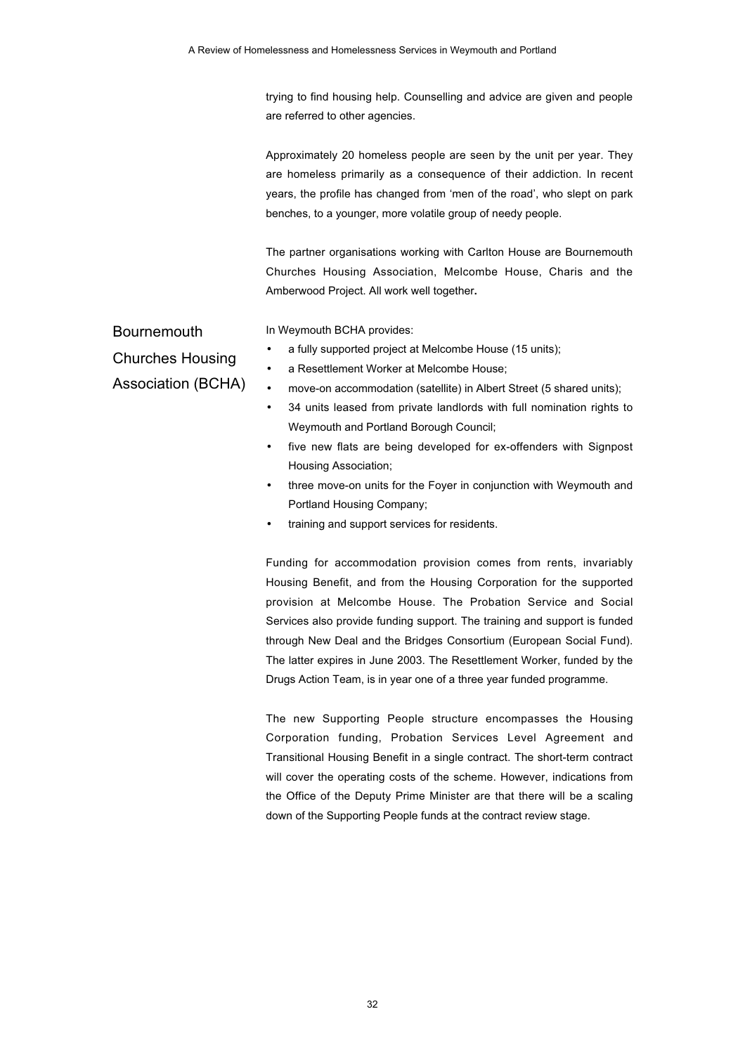trying to find housing help. Counselling and advice are given and people are referred to other agencies.

Approximately 20 homeless people are seen by the unit per year. They are homeless primarily as a consequence of their addiction. In recent years, the profile has changed from 'men of the road', who slept on park benches, to a younger, more volatile group of needy people.

The partner organisations working with Carlton House are Bournemouth Churches Housing Association, Melcombe House, Charis and the Amberwood Project. All work well together.

## Bournemouth Churches Housing Association (BCHA)

In Weymouth BCHA provides:

- a fully supported project at Melcombe House (15 units);
- a Resettlement Worker at Melcombe House;
- move-on accommodation (satellite) in Albert Street (5 shared units);
- 34 units leased from private landlords with full nomination rights to Weymouth and Portland Borough Council;
- five new flats are being developed for ex-offenders with Signpost Housing Association;
- three move-on units for the Foyer in conjunction with Weymouth and Portland Housing Company;
- training and support services for residents.

Funding for accommodation provision comes from rents, invariably Housing Benefit, and from the Housing Corporation for the supported provision at Melcombe House. The Probation Service and Social Services also provide funding support. The training and support is funded through New Deal and the Bridges Consortium (European Social Fund). The latter expires in June 2003. The Resettlement Worker, funded by the Drugs Action Team, is in year one of a three year funded programme.

The new Supporting People structure encompasses the Housing Corporation funding, Probation Services Level Agreement and Transitional Housing Benefit in a single contract. The short-term contract will cover the operating costs of the scheme. However, indications from the Office of the Deputy Prime Minister are that there will be a scaling down of the Supporting People funds at the contract review stage.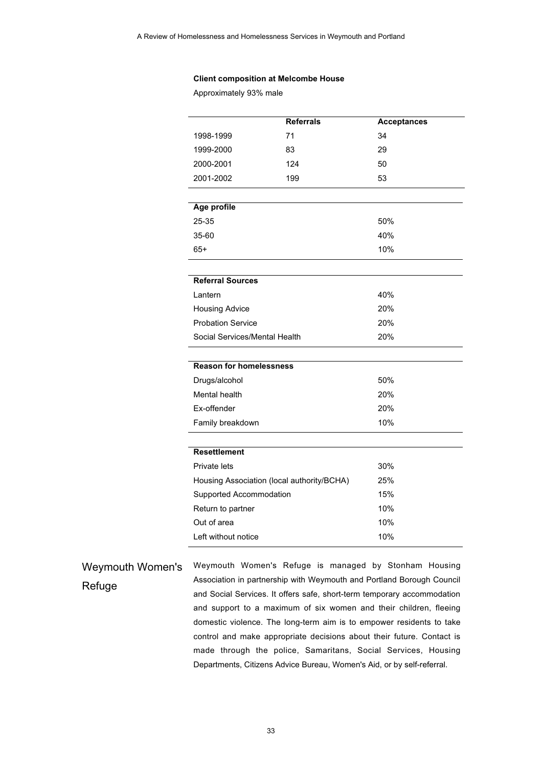**Client composition at Melcombe House**

Approximately 93% male

| | Referrals | Acceptances |
|---|---|---|
| 1998-1999 | 71 | 34 |
| 1999-2000 | 83 | 29 |
| 2000-2001 | 124 | 50 |
| 2001-2002 | 199 | 53 |

| Age profile | |
|---|---|
| 25-35 | 50% |
| 35-60 | 40% |
| 65+ | 10% |

| Referral Sources | |
|---|---|
| Lantern | 40% |
| Housing Advice | 20% |
| Probation Service | 20% |
| Social Services/Mental Health | 20% |

| Reason for homelessness | |
|---|---|
| Drugs/alcohol | 50% |
| Mental health | 20% |
| Ex-offender | 20% |
| Family breakdown | 10% |

| Resettlement | |
|---|---|
| Private lets | 30% |
| Housing Association (local authority/BCHA) | 25% |
| Supported Accommodation | 15% |
| Return to partner | 10% |
| Out of area | 10% |
| Left without notice | 10% |

## Weymouth Women's Refuge

Weymouth Women's Refuge is managed by Stonham Housing Association in partnership with Weymouth and Portland Borough Council and Social Services. It offers safe, short-term temporary accommodation and support to a maximum of six women and their children, fleeing domestic violence. The long-term aim is to empower residents to take control and make appropriate decisions about their future. Contact is made through the police, Samaritans, Social Services, Housing Departments, Citizens Advice Bureau, Women's Aid, or by self-referral.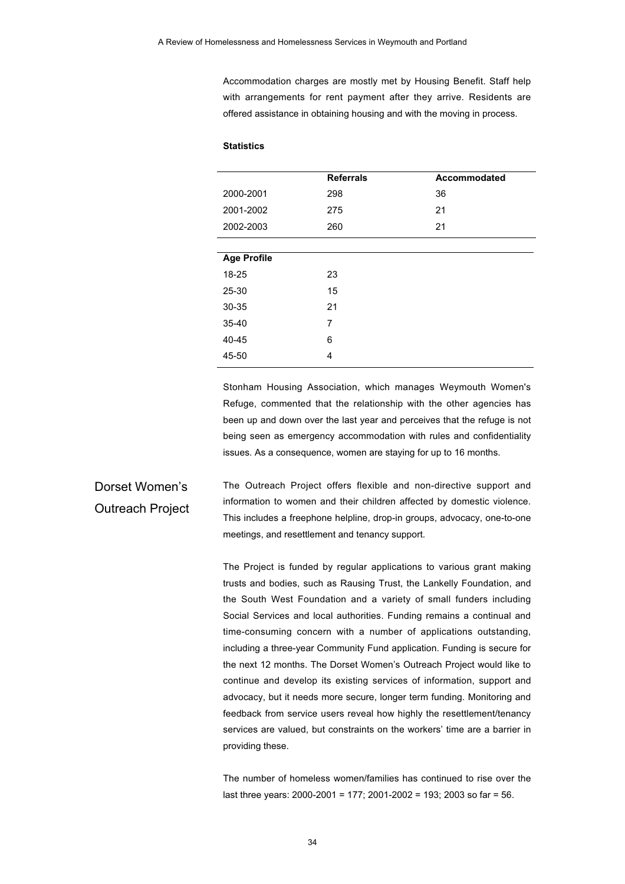Accommodation charges are mostly met by Housing Benefit. Staff help with arrangements for rent payment after they arrive. Residents are offered assistance in obtaining housing and with the moving in process.

**Statistics**

| | **Referrals** | **Accommodated** |
|---|---|---|
| 2000-2001 | 298 | 36 |
| 2001-2002 | 275 | 21 |
| 2002-2003 | 260 | 21 |

| **Age Profile** | |
|---|---|
| 18-25 | 23 |
| 25-30 | 15 |
| 30-35 | 21 |
| 35-40 | 7 |
| 40-45 | 6 |
| 45-50 | 4 |

Stonham Housing Association, which manages Weymouth Women's Refuge, commented that the relationship with the other agencies has been up and down over the last year and perceives that the refuge is not being seen as emergency accommodation with rules and confidentiality issues. As a consequence, women are staying for up to 16 months.

## Dorset Women's Outreach Project

The Outreach Project offers flexible and non-directive support and information to women and their children affected by domestic violence. This includes a freephone helpline, drop-in groups, advocacy, one-to-one meetings, and resettlement and tenancy support.

The Project is funded by regular applications to various grant making trusts and bodies, such as Rausing Trust, the Lankelly Foundation, and the South West Foundation and a variety of small funders including Social Services and local authorities. Funding remains a continual and time-consuming concern with a number of applications outstanding, including a three-year Community Fund application. Funding is secure for the next 12 months. The Dorset Women's Outreach Project would like to continue and develop its existing services of information, support and advocacy, but it needs more secure, longer term funding. Monitoring and feedback from service users reveal how highly the resettlement/tenancy services are valued, but constraints on the workers' time are a barrier in providing these.

The number of homeless women/families has continued to rise over the last three years: 2000-2001 = 177; 2001-2002 = 193; 2003 so far = 56.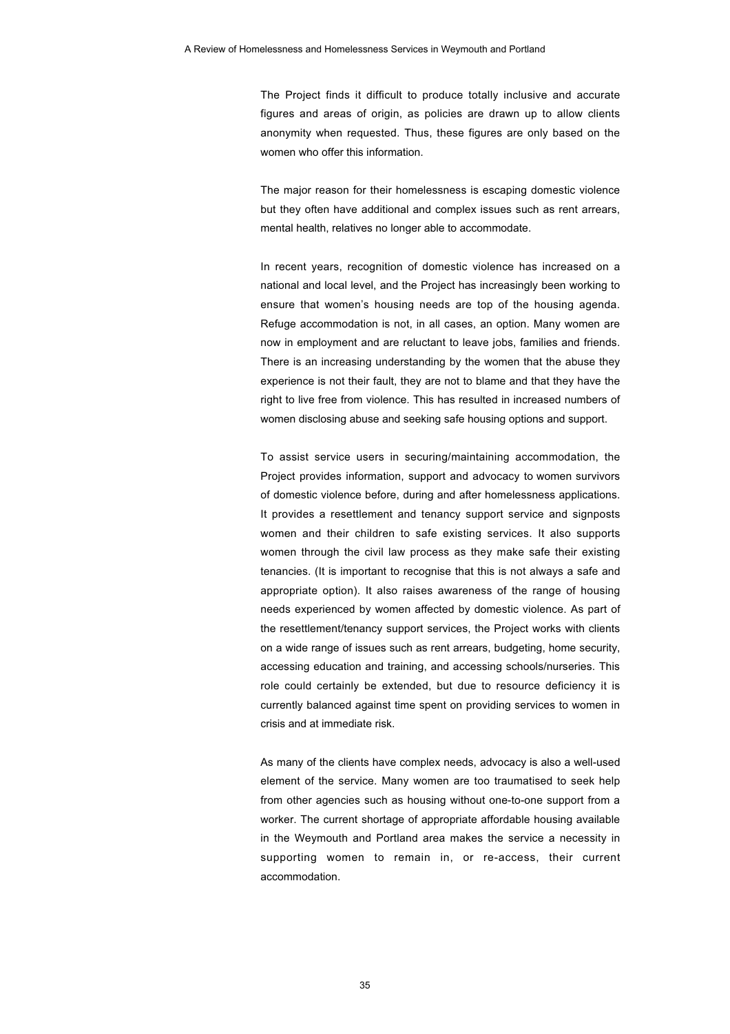The Project finds it difficult to produce totally inclusive and accurate figures and areas of origin, as policies are drawn up to allow clients anonymity when requested. Thus, these figures are only based on the women who offer this information.

The major reason for their homelessness is escaping domestic violence but they often have additional and complex issues such as rent arrears, mental health, relatives no longer able to accommodate.

In recent years, recognition of domestic violence has increased on a national and local level, and the Project has increasingly been working to ensure that women's housing needs are top of the housing agenda. Refuge accommodation is not, in all cases, an option. Many women are now in employment and are reluctant to leave jobs, families and friends. There is an increasing understanding by the women that the abuse they experience is not their fault, they are not to blame and that they have the right to live free from violence. This has resulted in increased numbers of women disclosing abuse and seeking safe housing options and support.

To assist service users in securing/maintaining accommodation, the Project provides information, support and advocacy to women survivors of domestic violence before, during and after homelessness applications. It provides a resettlement and tenancy support service and signposts women and their children to safe existing services. It also supports women through the civil law process as they make safe their existing tenancies. (It is important to recognise that this is not always a safe and appropriate option). It also raises awareness of the range of housing needs experienced by women affected by domestic violence. As part of the resettlement/tenancy support services, the Project works with clients on a wide range of issues such as rent arrears, budgeting, home security, accessing education and training, and accessing schools/nurseries. This role could certainly be extended, but due to resource deficiency it is currently balanced against time spent on providing services to women in crisis and at immediate risk.

As many of the clients have complex needs, advocacy is also a well-used element of the service. Many women are too traumatised to seek help from other agencies such as housing without one-to-one support from a worker. The current shortage of appropriate affordable housing available in the Weymouth and Portland area makes the service a necessity in supporting women to remain in, or re-access, their current accommodation.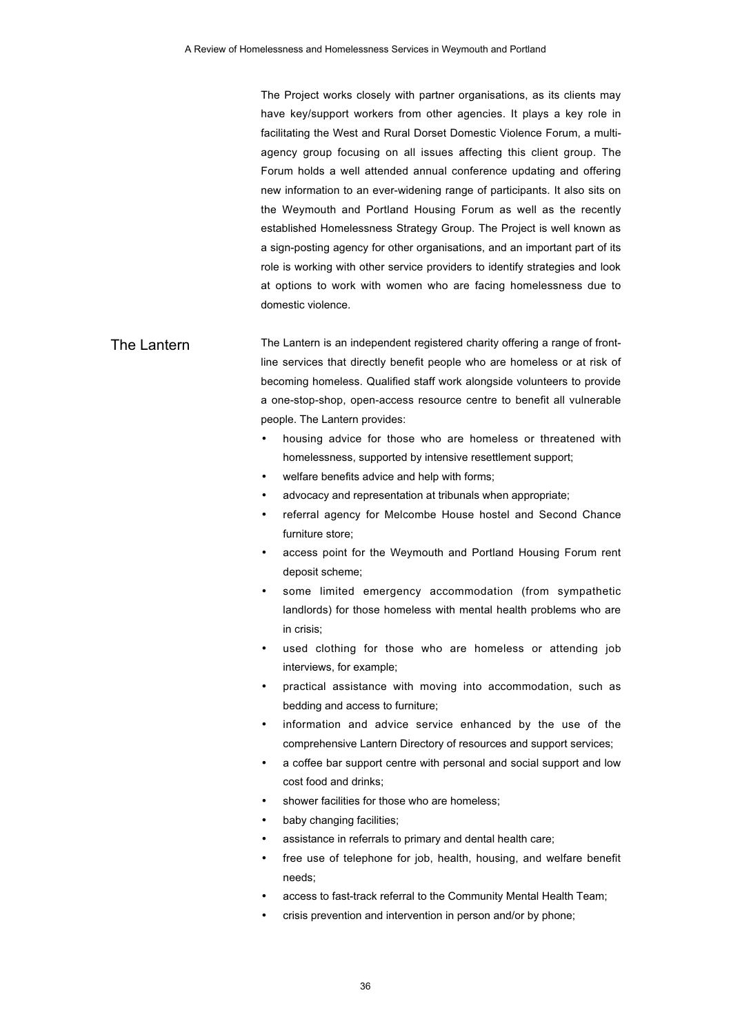The Project works closely with partner organisations, as its clients may have key/support workers from other agencies. It plays a key role in facilitating the West and Rural Dorset Domestic Violence Forum, a multi-agency group focusing on all issues affecting this client group. The Forum holds a well attended annual conference updating and offering new information to an ever-widening range of participants. It also sits on the Weymouth and Portland Housing Forum as well as the recently established Homelessness Strategy Group. The Project is well known as a sign-posting agency for other organisations, and an important part of its role is working with other service providers to identify strategies and look at options to work with women who are facing homelessness due to domestic violence.

## The Lantern

The Lantern is an independent registered charity offering a range of front-line services that directly benefit people who are homeless or at risk of becoming homeless. Qualified staff work alongside volunteers to provide a one-stop-shop, open-access resource centre to benefit all vulnerable people. The Lantern provides:

- housing advice for those who are homeless or threatened with homelessness, supported by intensive resettlement support;
- welfare benefits advice and help with forms;
- advocacy and representation at tribunals when appropriate;
- referral agency for Melcombe House hostel and Second Chance furniture store;
- access point for the Weymouth and Portland Housing Forum rent deposit scheme;
- some limited emergency accommodation (from sympathetic landlords) for those homeless with mental health problems who are in crisis;
- used clothing for those who are homeless or attending job interviews, for example;
- practical assistance with moving into accommodation, such as bedding and access to furniture;
- information and advice service enhanced by the use of the comprehensive Lantern Directory of resources and support services;
- a coffee bar support centre with personal and social support and low cost food and drinks;
- shower facilities for those who are homeless;
- baby changing facilities;
- assistance in referrals to primary and dental health care;
- free use of telephone for job, health, housing, and welfare benefit needs;
- access to fast-track referral to the Community Mental Health Team;
- crisis prevention and intervention in person and/or by phone;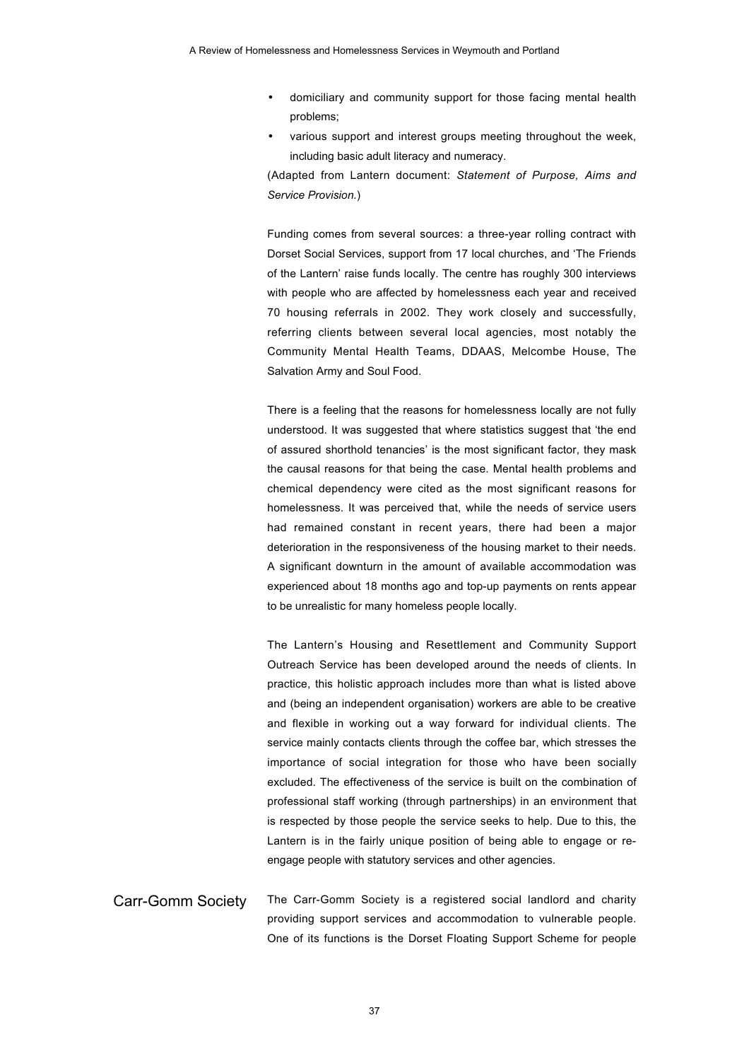- domiciliary and community support for those facing mental health problems;
- various support and interest groups meeting throughout the week, including basic adult literacy and numeracy.

(Adapted from Lantern document: *Statement of Purpose, Aims and Service Provision.*)

Funding comes from several sources: a three-year rolling contract with Dorset Social Services, support from 17 local churches, and 'The Friends of the Lantern' raise funds locally. The centre has roughly 300 interviews with people who are affected by homelessness each year and received 70 housing referrals in 2002. They work closely and successfully, referring clients between several local agencies, most notably the Community Mental Health Teams, DDAAS, Melcombe House, The Salvation Army and Soul Food.

There is a feeling that the reasons for homelessness locally are not fully understood. It was suggested that where statistics suggest that 'the end of assured shorthold tenancies' is the most significant factor, they mask the causal reasons for that being the case. Mental health problems and chemical dependency were cited as the most significant reasons for homelessness. It was perceived that, while the needs of service users had remained constant in recent years, there had been a major deterioration in the responsiveness of the housing market to their needs. A significant downturn in the amount of available accommodation was experienced about 18 months ago and top-up payments on rents appear to be unrealistic for many homeless people locally.

The Lantern's Housing and Resettlement and Community Support Outreach Service has been developed around the needs of clients. In practice, this holistic approach includes more than what is listed above and (being an independent organisation) workers are able to be creative and flexible in working out a way forward for individual clients. The service mainly contacts clients through the coffee bar, which stresses the importance of social integration for those who have been socially excluded. The effectiveness of the service is built on the combination of professional staff working (through partnerships) in an environment that is respected by those people the service seeks to help. Due to this, the Lantern is in the fairly unique position of being able to engage or re-engage people with statutory services and other agencies.

### Carr-Gomm Society

The Carr-Gomm Society is a registered social landlord and charity providing support services and accommodation to vulnerable people. One of its functions is the Dorset Floating Support Scheme for people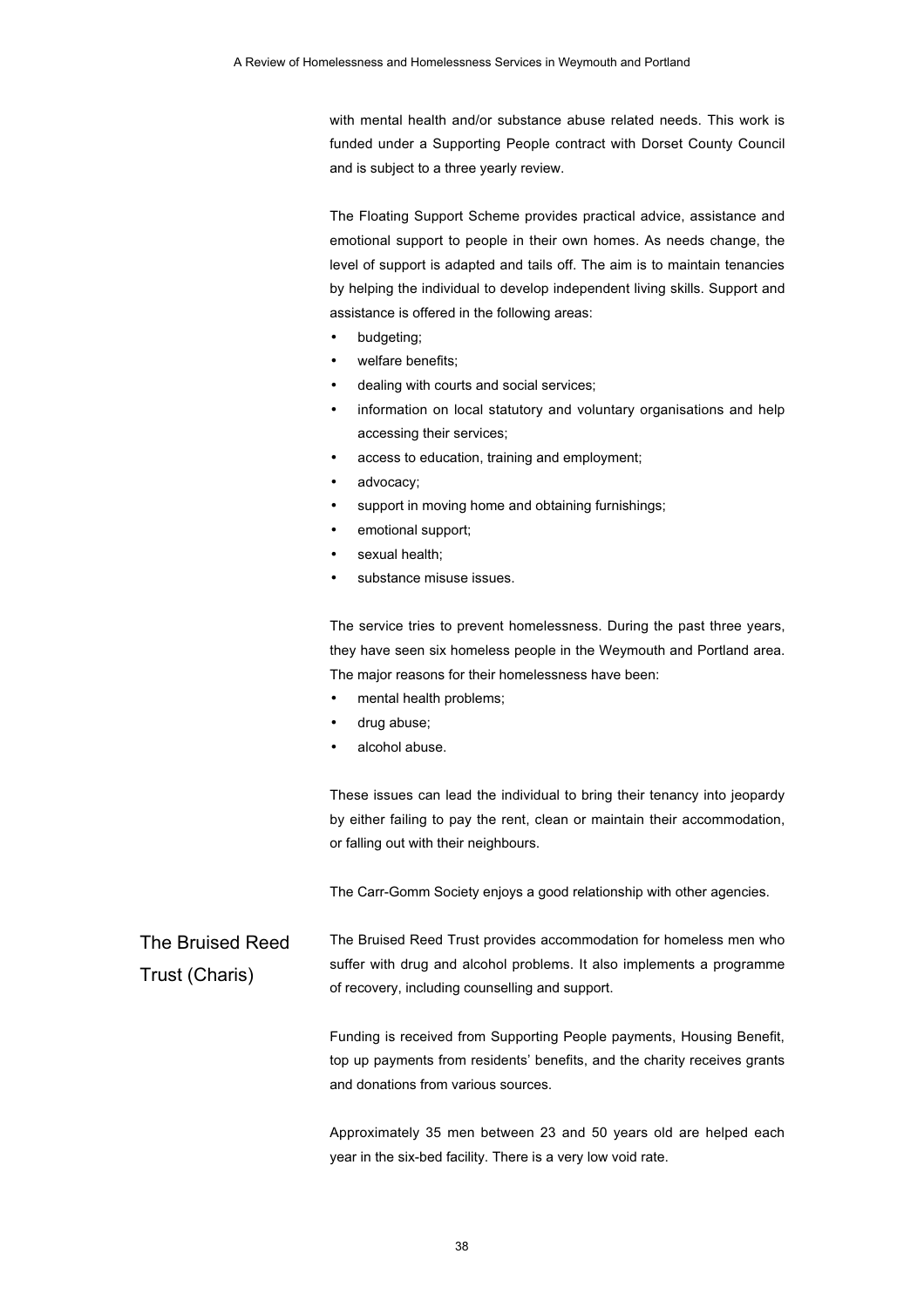with mental health and/or substance abuse related needs. This work is funded under a Supporting People contract with Dorset County Council and is subject to a three yearly review.

The Floating Support Scheme provides practical advice, assistance and emotional support to people in their own homes. As needs change, the level of support is adapted and tails off. The aim is to maintain tenancies by helping the individual to develop independent living skills. Support and assistance is offered in the following areas:

- budgeting;
- welfare benefits;
- dealing with courts and social services;
- information on local statutory and voluntary organisations and help accessing their services;
- access to education, training and employment;
- advocacy;
- support in moving home and obtaining furnishings;
- emotional support;
- sexual health;
- substance misuse issues.

The service tries to prevent homelessness. During the past three years, they have seen six homeless people in the Weymouth and Portland area. The major reasons for their homelessness have been:

- mental health problems;
- drug abuse;
- alcohol abuse.

These issues can lead the individual to bring their tenancy into jeopardy by either failing to pay the rent, clean or maintain their accommodation, or falling out with their neighbours.

The Carr-Gomm Society enjoys a good relationship with other agencies.

## The Bruised Reed Trust (Charis)

The Bruised Reed Trust provides accommodation for homeless men who suffer with drug and alcohol problems. It also implements a programme of recovery, including counselling and support.

Funding is received from Supporting People payments, Housing Benefit, top up payments from residents' benefits, and the charity receives grants and donations from various sources.

Approximately 35 men between 23 and 50 years old are helped each year in the six-bed facility. There is a very low void rate.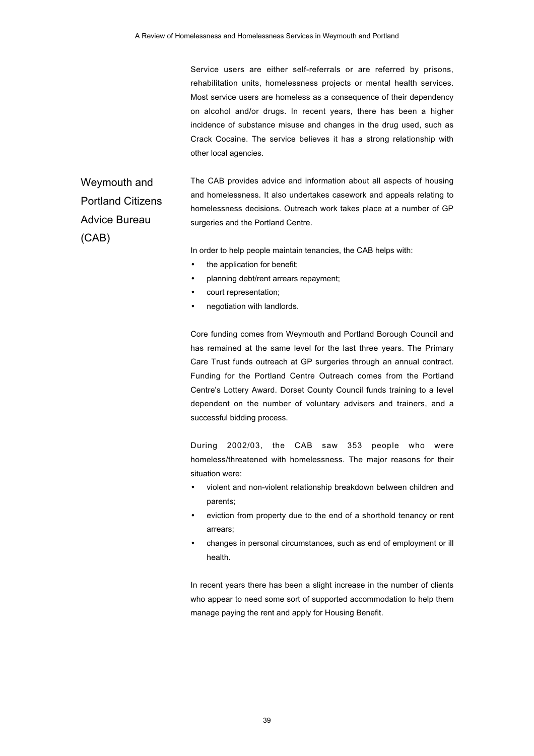Service users are either self-referrals or are referred by prisons, rehabilitation units, homelessness projects or mental health services. Most service users are homeless as a consequence of their dependency on alcohol and/or drugs. In recent years, there has been a higher incidence of substance misuse and changes in the drug used, such as Crack Cocaine. The service believes it has a strong relationship with other local agencies.

### Weymouth and Portland Citizens Advice Bureau (CAB)

The CAB provides advice and information about all aspects of housing and homelessness. It also undertakes casework and appeals relating to homelessness decisions. Outreach work takes place at a number of GP surgeries and the Portland Centre.

In order to help people maintain tenancies, the CAB helps with:

- the application for benefit;
- planning debt/rent arrears repayment;
- court representation;
- negotiation with landlords.

Core funding comes from Weymouth and Portland Borough Council and has remained at the same level for the last three years. The Primary Care Trust funds outreach at GP surgeries through an annual contract. Funding for the Portland Centre Outreach comes from the Portland Centre's Lottery Award. Dorset County Council funds training to a level dependent on the number of voluntary advisers and trainers, and a successful bidding process.

During 2002/03, the CAB saw 353 people who were homeless/threatened with homelessness. The major reasons for their situation were:

- violent and non-violent relationship breakdown between children and parents;
- eviction from property due to the end of a shorthold tenancy or rent arrears;
- changes in personal circumstances, such as end of employment or ill health.

In recent years there has been a slight increase in the number of clients who appear to need some sort of supported accommodation to help them manage paying the rent and apply for Housing Benefit.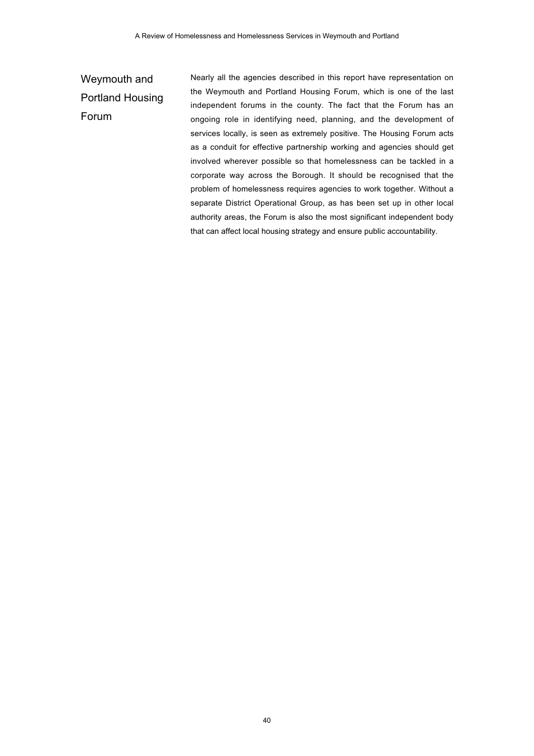## Weymouth and Portland Housing Forum

Nearly all the agencies described in this report have representation on the Weymouth and Portland Housing Forum, which is one of the last independent forums in the county. The fact that the Forum has an ongoing role in identifying need, planning, and the development of services locally, is seen as extremely positive. The Housing Forum acts as a conduit for effective partnership working and agencies should get involved wherever possible so that homelessness can be tackled in a corporate way across the Borough. It should be recognised that the problem of homelessness requires agencies to work together. Without a separate District Operational Group, as has been set up in other local authority areas, the Forum is also the most significant independent body that can affect local housing strategy and ensure public accountability.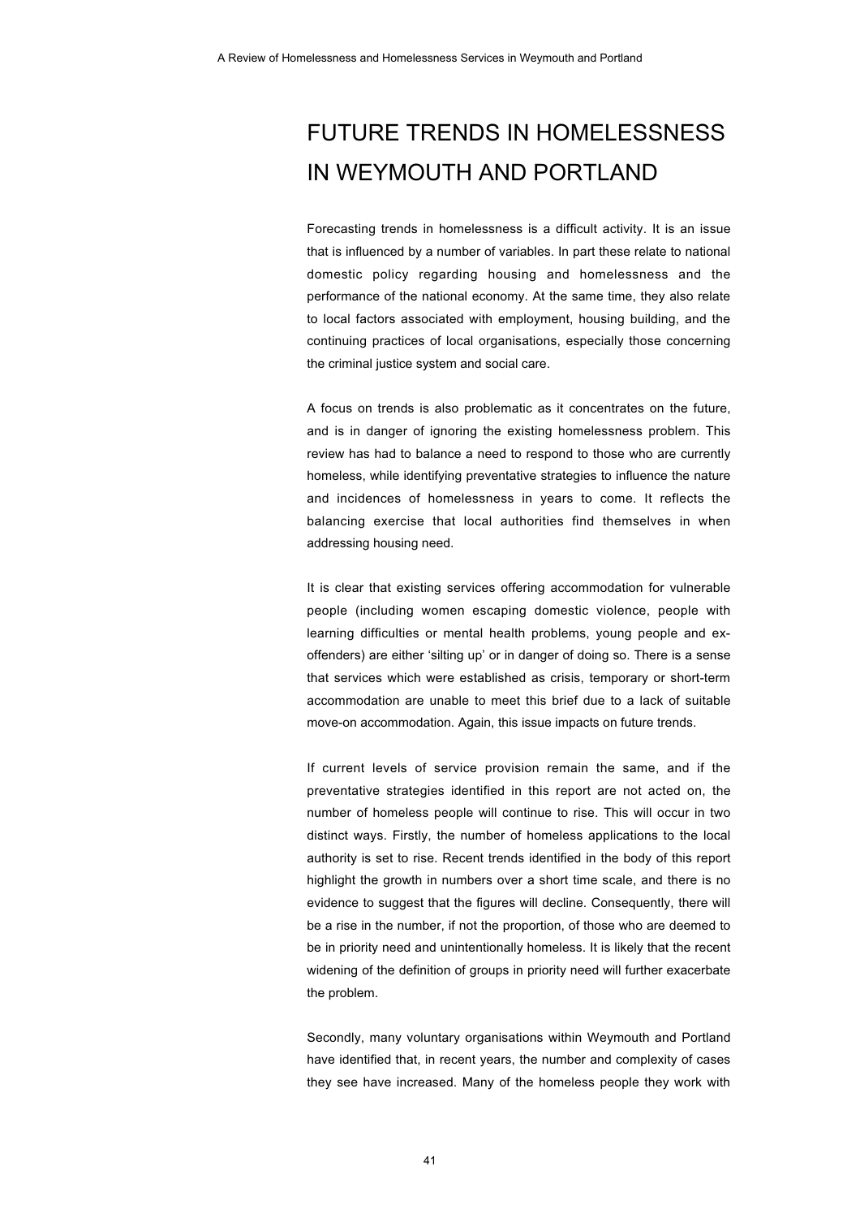# FUTURE TRENDS IN HOMELESSNESS IN WEYMOUTH AND PORTLAND

Forecasting trends in homelessness is a difficult activity. It is an issue that is influenced by a number of variables. In part these relate to national domestic policy regarding housing and homelessness and the performance of the national economy. At the same time, they also relate to local factors associated with employment, housing building, and the continuing practices of local organisations, especially those concerning the criminal justice system and social care.

A focus on trends is also problematic as it concentrates on the future, and is in danger of ignoring the existing homelessness problem. This review has had to balance a need to respond to those who are currently homeless, while identifying preventative strategies to influence the nature and incidences of homelessness in years to come. It reflects the balancing exercise that local authorities find themselves in when addressing housing need.

It is clear that existing services offering accommodation for vulnerable people (including women escaping domestic violence, people with learning difficulties or mental health problems, young people and ex-offenders) are either 'silting up' or in danger of doing so. There is a sense that services which were established as crisis, temporary or short-term accommodation are unable to meet this brief due to a lack of suitable move-on accommodation. Again, this issue impacts on future trends.

If current levels of service provision remain the same, and if the preventative strategies identified in this report are not acted on, the number of homeless people will continue to rise. This will occur in two distinct ways. Firstly, the number of homeless applications to the local authority is set to rise. Recent trends identified in the body of this report highlight the growth in numbers over a short time scale, and there is no evidence to suggest that the figures will decline. Consequently, there will be a rise in the number, if not the proportion, of those who are deemed to be in priority need and unintentionally homeless. It is likely that the recent widening of the definition of groups in priority need will further exacerbate the problem.

Secondly, many voluntary organisations within Weymouth and Portland have identified that, in recent years, the number and complexity of cases they see have increased. Many of the homeless people they work with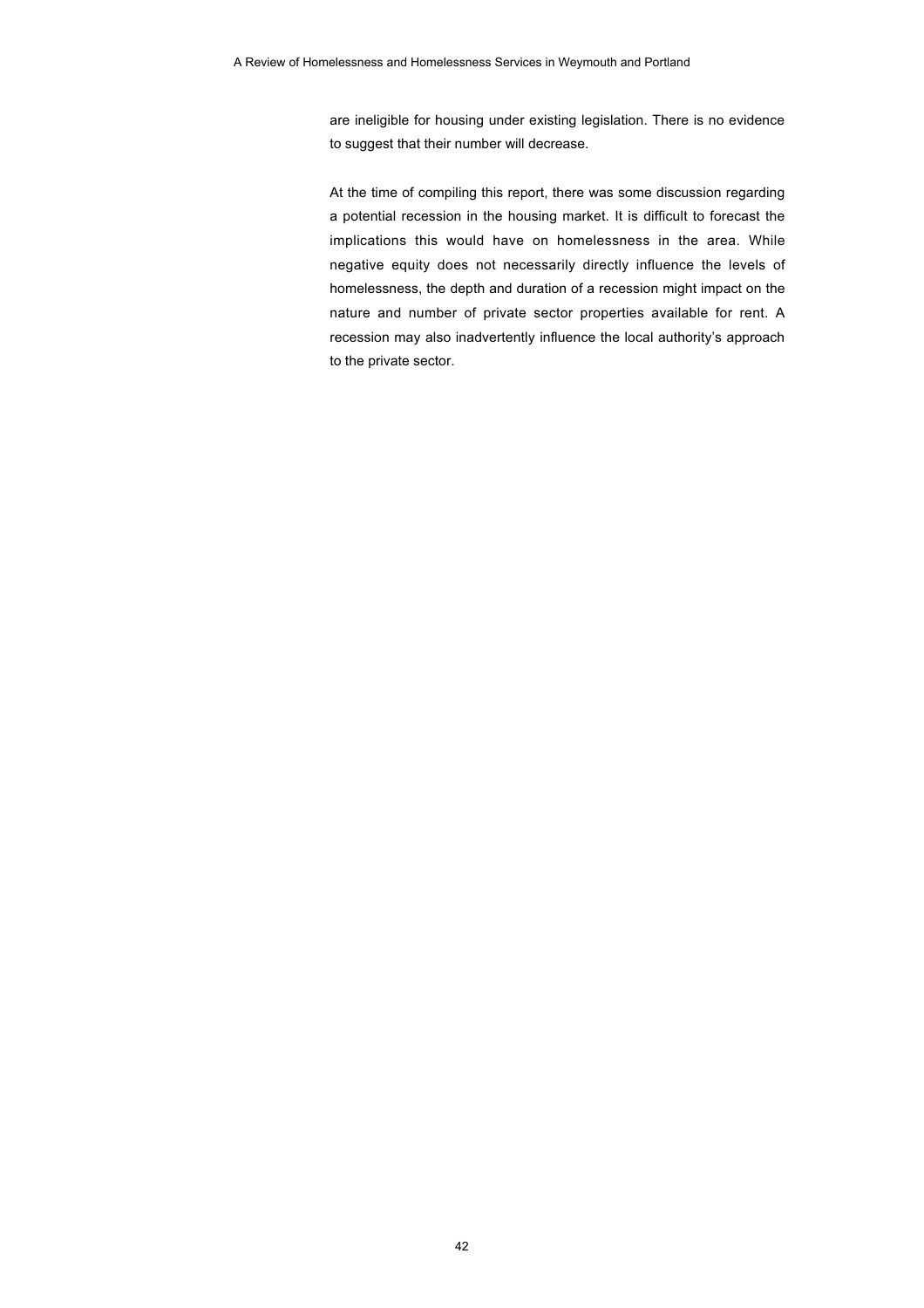are ineligible for housing under existing legislation. There is no evidence to suggest that their number will decrease.

At the time of compiling this report, there was some discussion regarding a potential recession in the housing market. It is difficult to forecast the implications this would have on homelessness in the area. While negative equity does not necessarily directly influence the levels of homelessness, the depth and duration of a recession might impact on the nature and number of private sector properties available for rent. A recession may also inadvertently influence the local authority's approach to the private sector.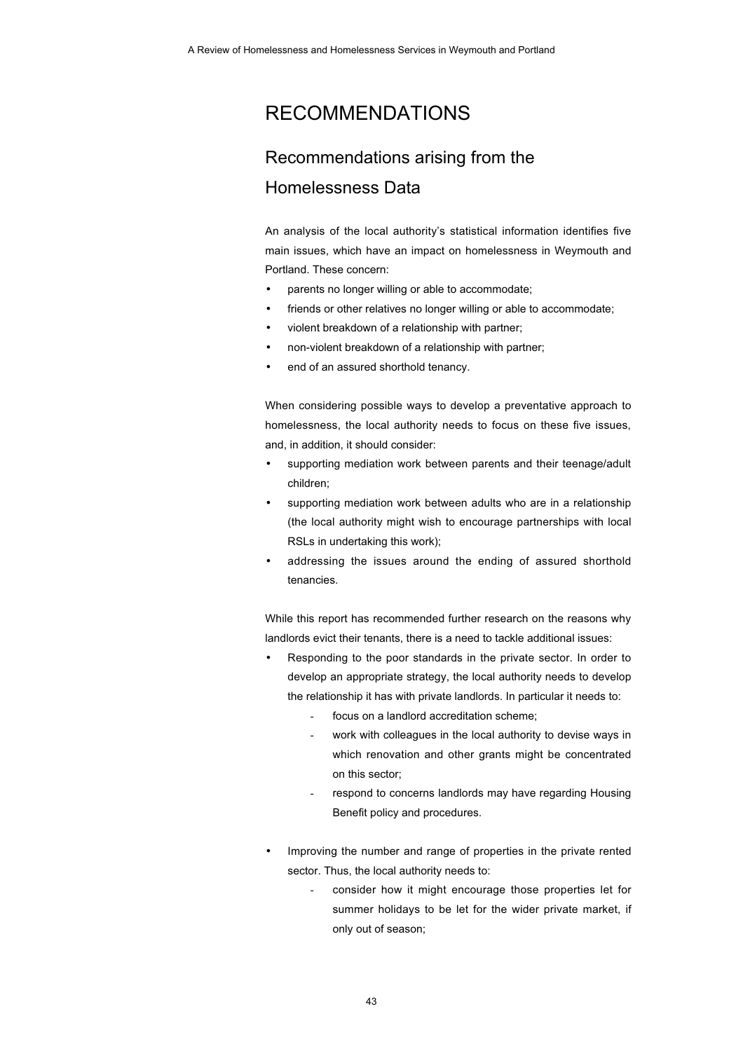# RECOMMENDATIONS

## Recommendations arising from the Homelessness Data

An analysis of the local authority's statistical information identifies five main issues, which have an impact on homelessness in Weymouth and Portland. These concern:

- parents no longer willing or able to accommodate;
- friends or other relatives no longer willing or able to accommodate;
- violent breakdown of a relationship with partner;
- non-violent breakdown of a relationship with partner;
- end of an assured shorthold tenancy.

When considering possible ways to develop a preventative approach to homelessness, the local authority needs to focus on these five issues, and, in addition, it should consider:

- supporting mediation work between parents and their teenage/adult children;
- supporting mediation work between adults who are in a relationship (the local authority might wish to encourage partnerships with local RSLs in undertaking this work);
- addressing the issues around the ending of assured shorthold tenancies.

While this report has recommended further research on the reasons why landlords evict their tenants, there is a need to tackle additional issues:

- Responding to the poor standards in the private sector. In order to develop an appropriate strategy, the local authority needs to develop the relationship it has with private landlords. In particular it needs to:
    - focus on a landlord accreditation scheme;
    - work with colleagues in the local authority to devise ways in which renovation and other grants might be concentrated on this sector;
    - respond to concerns landlords may have regarding Housing Benefit policy and procedures.

- Improving the number and range of properties in the private rented sector. Thus, the local authority needs to:
    - consider how it might encourage those properties let for summer holidays to be let for the wider private market, if only out of season;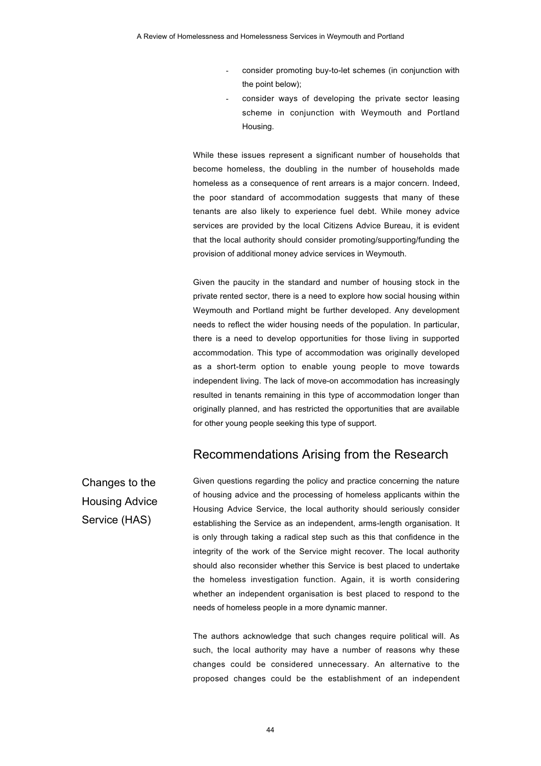- consider promoting buy-to-let schemes (in conjunction with the point below);
- consider ways of developing the private sector leasing scheme in conjunction with Weymouth and Portland Housing.

While these issues represent a significant number of households that become homeless, the doubling in the number of households made homeless as a consequence of rent arrears is a major concern. Indeed, the poor standard of accommodation suggests that many of these tenants are also likely to experience fuel debt. While money advice services are provided by the local Citizens Advice Bureau, it is evident that the local authority should consider promoting/supporting/funding the provision of additional money advice services in Weymouth.

Given the paucity in the standard and number of housing stock in the private rented sector, there is a need to explore how social housing within Weymouth and Portland might be further developed. Any development needs to reflect the wider housing needs of the population. In particular, there is a need to develop opportunities for those living in supported accommodation. This type of accommodation was originally developed as a short-term option to enable young people to move towards independent living. The lack of move-on accommodation has increasingly resulted in tenants remaining in this type of accommodation longer than originally planned, and has restricted the opportunities that are available for other young people seeking this type of support.

## Recommendations Arising from the Research

### Changes to the Housing Advice Service (HAS)

Given questions regarding the policy and practice concerning the nature of housing advice and the processing of homeless applicants within the Housing Advice Service, the local authority should seriously consider establishing the Service as an independent, arms-length organisation. It is only through taking a radical step such as this that confidence in the integrity of the work of the Service might recover. The local authority should also reconsider whether this Service is best placed to undertake the homeless investigation function. Again, it is worth considering whether an independent organisation is best placed to respond to the needs of homeless people in a more dynamic manner.

The authors acknowledge that such changes require political will. As such, the local authority may have a number of reasons why these changes could be considered unnecessary. An alternative to the proposed changes could be the establishment of an independent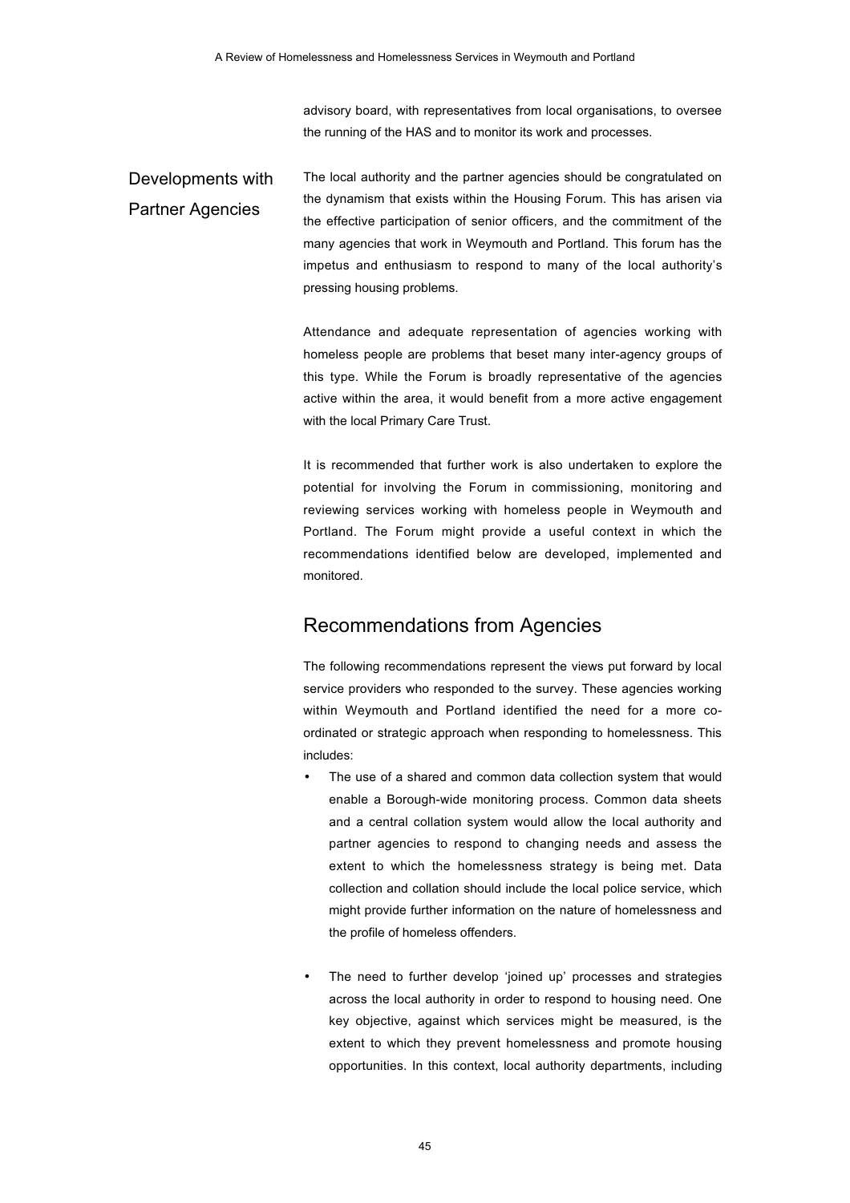advisory board, with representatives from local organisations, to oversee the running of the HAS and to monitor its work and processes.

### Developments with Partner Agencies

The local authority and the partner agencies should be congratulated on the dynamism that exists within the Housing Forum. This has arisen via the effective participation of senior officers, and the commitment of the many agencies that work in Weymouth and Portland. This forum has the impetus and enthusiasm to respond to many of the local authority's pressing housing problems.

Attendance and adequate representation of agencies working with homeless people are problems that beset many inter-agency groups of this type. While the Forum is broadly representative of the agencies active within the area, it would benefit from a more active engagement with the local Primary Care Trust.

It is recommended that further work is also undertaken to explore the potential for involving the Forum in commissioning, monitoring and reviewing services working with homeless people in Weymouth and Portland. The Forum might provide a useful context in which the recommendations identified below are developed, implemented and monitored.

## Recommendations from Agencies

The following recommendations represent the views put forward by local service providers who responded to the survey. These agencies working within Weymouth and Portland identified the need for a more co-ordinated or strategic approach when responding to homelessness. This includes:

- The use of a shared and common data collection system that would enable a Borough-wide monitoring process. Common data sheets and a central collation system would allow the local authority and partner agencies to respond to changing needs and assess the extent to which the homelessness strategy is being met. Data collection and collation should include the local police service, which might provide further information on the nature of homelessness and the profile of homeless offenders.

- The need to further develop 'joined up' processes and strategies across the local authority in order to respond to housing need. One key objective, against which services might be measured, is the extent to which they prevent homelessness and promote housing opportunities. In this context, local authority departments, including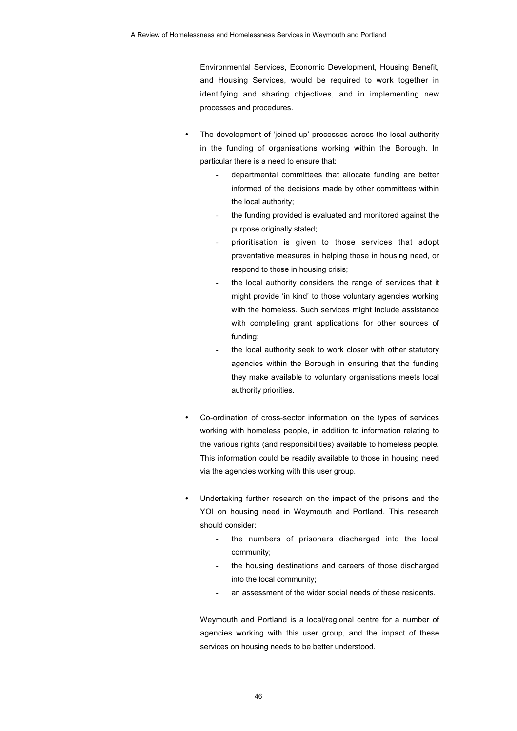Environmental Services, Economic Development, Housing Benefit, and Housing Services, would be required to work together in identifying and sharing objectives, and in implementing new processes and procedures.

- The development of 'joined up' processes across the local authority in the funding of organisations working within the Borough. In particular there is a need to ensure that:
    - departmental committees that allocate funding are better informed of the decisions made by other committees within the local authority;
    - the funding provided is evaluated and monitored against the purpose originally stated;
    - prioritisation is given to those services that adopt preventative measures in helping those in housing need, or respond to those in housing crisis;
    - the local authority considers the range of services that it might provide 'in kind' to those voluntary agencies working with the homeless. Such services might include assistance with completing grant applications for other sources of funding;
    - the local authority seek to work closer with other statutory agencies within the Borough in ensuring that the funding they make available to voluntary organisations meets local authority priorities.

- Co-ordination of cross-sector information on the types of services working with homeless people, in addition to information relating to the various rights (and responsibilities) available to homeless people. This information could be readily available to those in housing need via the agencies working with this user group.

- Undertaking further research on the impact of the prisons and the YOI on housing need in Weymouth and Portland. This research should consider:
    - the numbers of prisoners discharged into the local community;
    - the housing destinations and careers of those discharged into the local community;
    - an assessment of the wider social needs of these residents.

  Weymouth and Portland is a local/regional centre for a number of agencies working with this user group, and the impact of these services on housing needs to be better understood.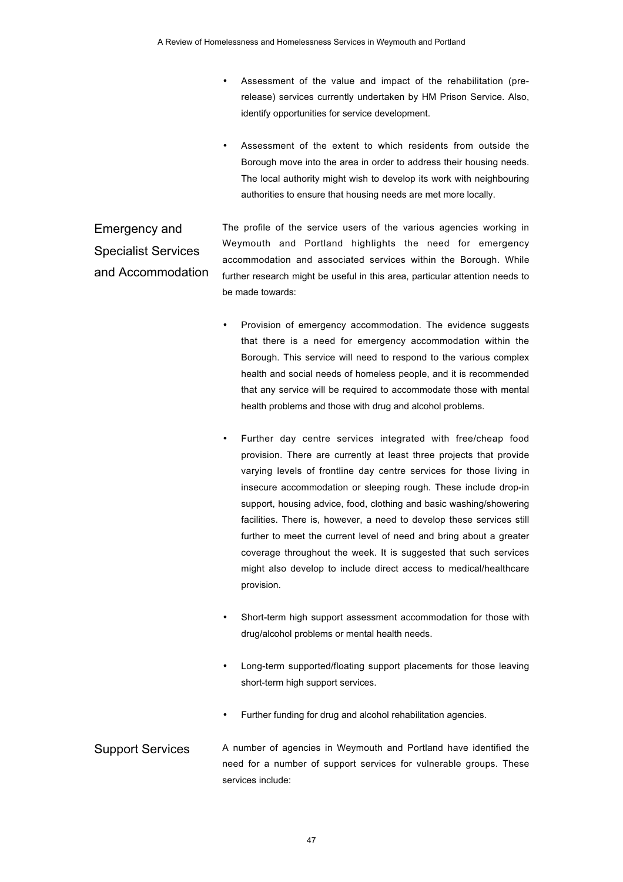- Assessment of the value and impact of the rehabilitation (pre-release) services currently undertaken by HM Prison Service. Also, identify opportunities for service development.

- Assessment of the extent to which residents from outside the Borough move into the area in order to address their housing needs. The local authority might wish to develop its work with neighbouring authorities to ensure that housing needs are met more locally.

## Emergency and Specialist Services and Accommodation

The profile of the service users of the various agencies working in Weymouth and Portland highlights the need for emergency accommodation and associated services within the Borough. While further research might be useful in this area, particular attention needs to be made towards:

- Provision of emergency accommodation. The evidence suggests that there is a need for emergency accommodation within the Borough. This service will need to respond to the various complex health and social needs of homeless people, and it is recommended that any service will be required to accommodate those with mental health problems and those with drug and alcohol problems.

- Further day centre services integrated with free/cheap food provision. There are currently at least three projects that provide varying levels of frontline day centre services for those living in insecure accommodation or sleeping rough. These include drop-in support, housing advice, food, clothing and basic washing/showering facilities. There is, however, a need to develop these services still further to meet the current level of need and bring about a greater coverage throughout the week. It is suggested that such services might also develop to include direct access to medical/healthcare provision.

- Short-term high support assessment accommodation for those with drug/alcohol problems or mental health needs.

- Long-term supported/floating support placements for those leaving short-term high support services.

- Further funding for drug and alcohol rehabilitation agencies.

## Support Services

A number of agencies in Weymouth and Portland have identified the need for a number of support services for vulnerable groups. These services include: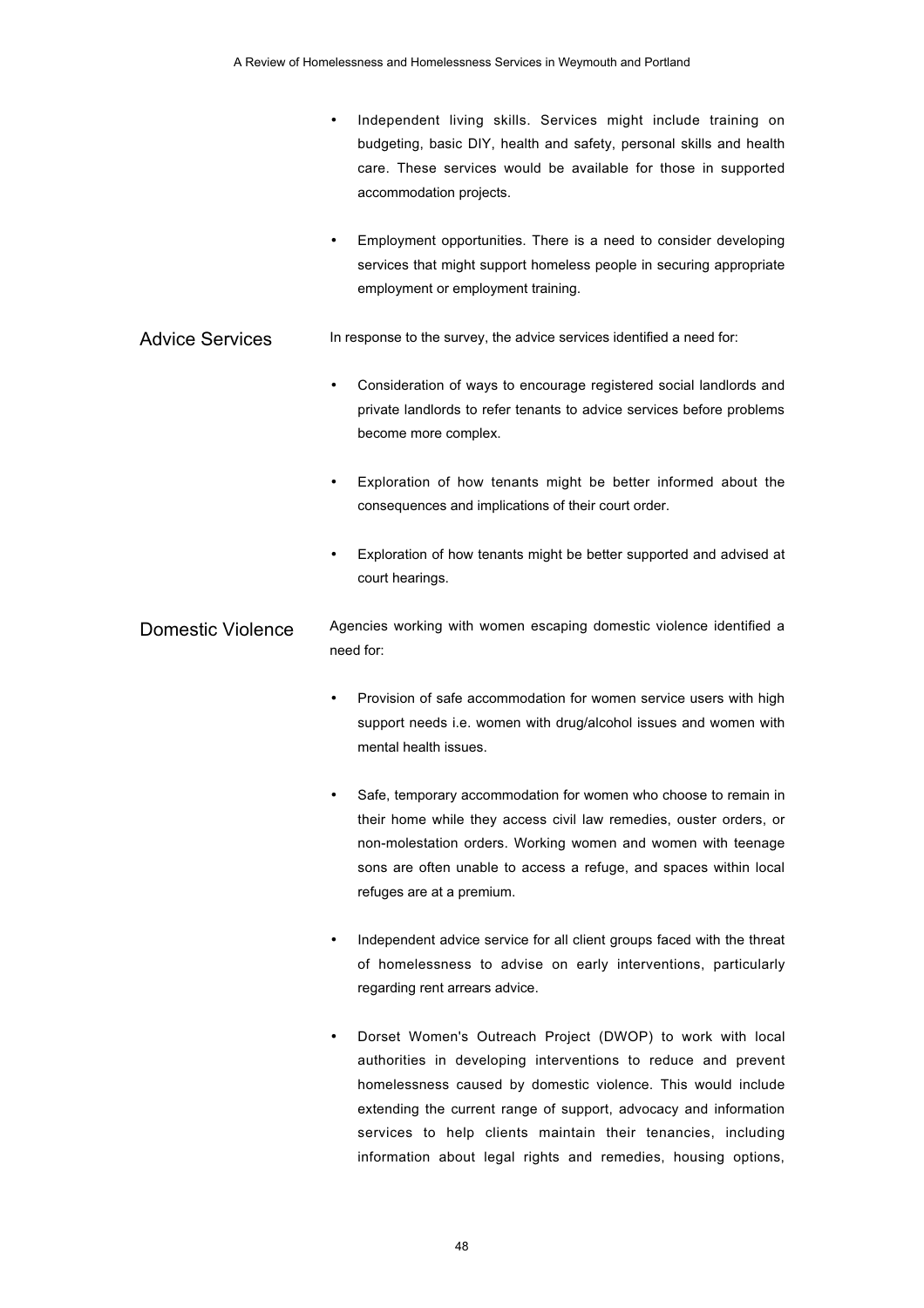- Independent living skills. Services might include training on budgeting, basic DIY, health and safety, personal skills and health care. These services would be available for those in supported accommodation projects.

- Employment opportunities. There is a need to consider developing services that might support homeless people in securing appropriate employment or employment training.

## Advice Services

In response to the survey, the advice services identified a need for:

- Consideration of ways to encourage registered social landlords and private landlords to refer tenants to advice services before problems become more complex.

- Exploration of how tenants might be better informed about the consequences and implications of their court order.

- Exploration of how tenants might be better supported and advised at court hearings.

## Domestic Violence

Agencies working with women escaping domestic violence identified a need for:

- Provision of safe accommodation for women service users with high support needs i.e. women with drug/alcohol issues and women with mental health issues.

- Safe, temporary accommodation for women who choose to remain in their home while they access civil law remedies, ouster orders, or non-molestation orders. Working women and women with teenage sons are often unable to access a refuge, and spaces within local refuges are at a premium.

- Independent advice service for all client groups faced with the threat of homelessness to advise on early interventions, particularly regarding rent arrears advice.

- Dorset Women's Outreach Project (DWOP) to work with local authorities in developing interventions to reduce and prevent homelessness caused by domestic violence. This would include extending the current range of support, advocacy and information services to help clients maintain their tenancies, including information about legal rights and remedies, housing options,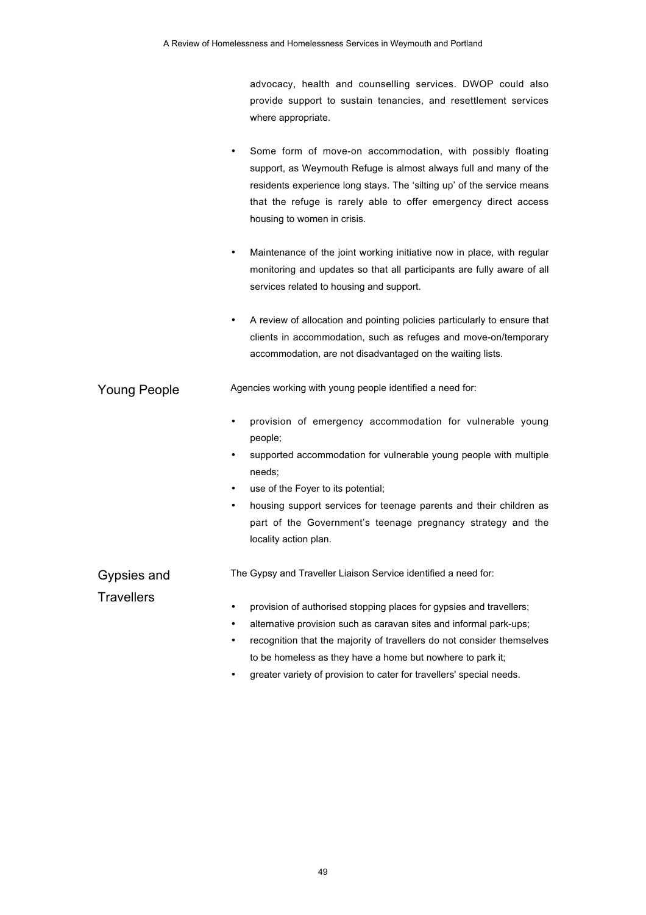advocacy, health and counselling services. DWOP could also provide support to sustain tenancies, and resettlement services where appropriate.

- Some form of move-on accommodation, with possibly floating support, as Weymouth Refuge is almost always full and many of the residents experience long stays. The 'silting up' of the service means that the refuge is rarely able to offer emergency direct access housing to women in crisis.

- Maintenance of the joint working initiative now in place, with regular monitoring and updates so that all participants are fully aware of all services related to housing and support.

- A review of allocation and pointing policies particularly to ensure that clients in accommodation, such as refuges and move-on/temporary accommodation, are not disadvantaged on the waiting lists.

## Young People

Agencies working with young people identified a need for:

- provision of emergency accommodation for vulnerable young people;
- supported accommodation for vulnerable young people with multiple needs;
- use of the Foyer to its potential;
- housing support services for teenage parents and their children as part of the Government's teenage pregnancy strategy and the locality action plan.

## Gypsies and Travellers

The Gypsy and Traveller Liaison Service identified a need for:

- provision of authorised stopping places for gypsies and travellers;
- alternative provision such as caravan sites and informal park-ups;
- recognition that the majority of travellers do not consider themselves to be homeless as they have a home but nowhere to park it;
- greater variety of provision to cater for travellers' special needs.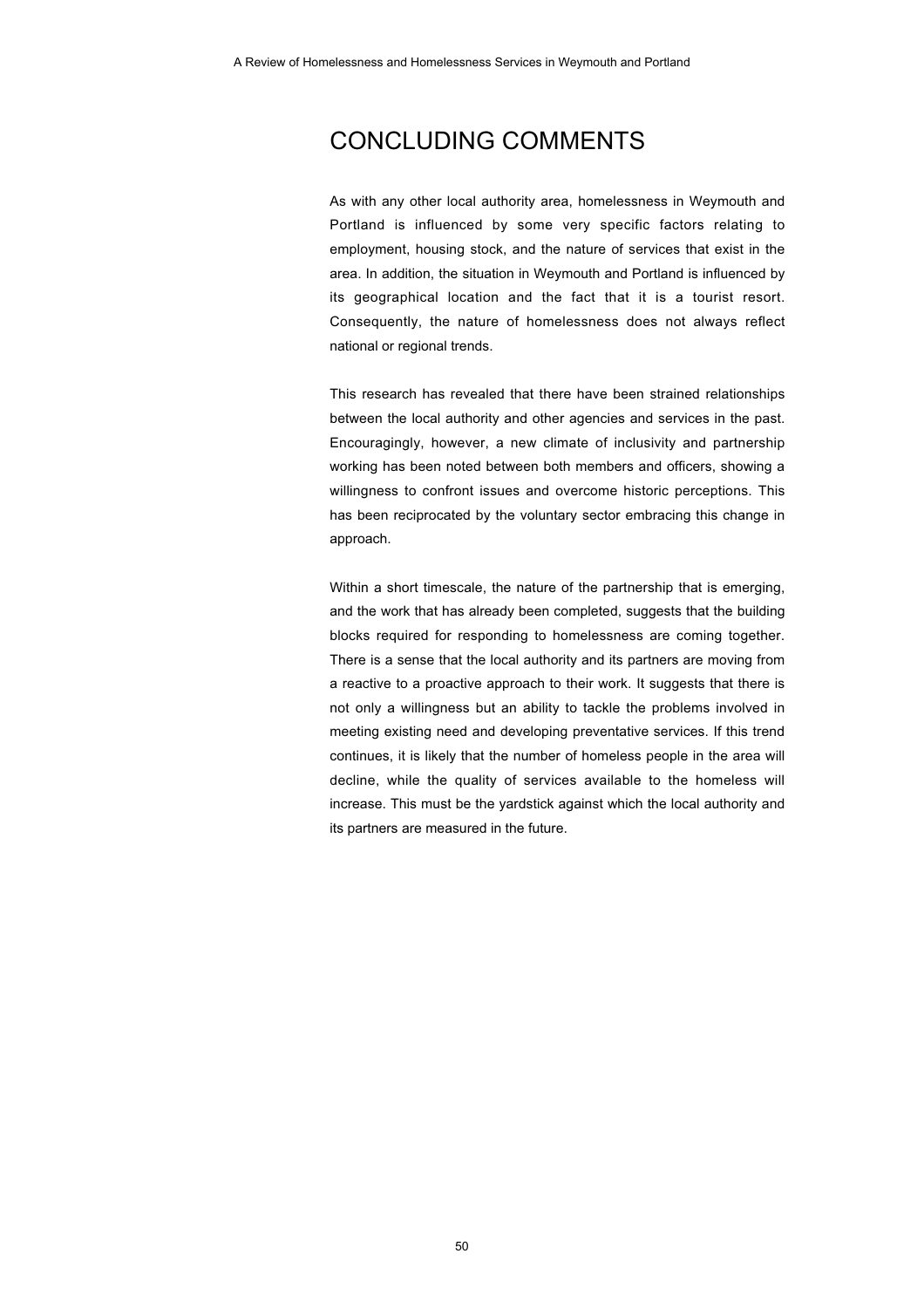# CONCLUDING COMMENTS

As with any other local authority area, homelessness in Weymouth and Portland is influenced by some very specific factors relating to employment, housing stock, and the nature of services that exist in the area. In addition, the situation in Weymouth and Portland is influenced by its geographical location and the fact that it is a tourist resort. Consequently, the nature of homelessness does not always reflect national or regional trends.

This research has revealed that there have been strained relationships between the local authority and other agencies and services in the past. Encouragingly, however, a new climate of inclusivity and partnership working has been noted between both members and officers, showing a willingness to confront issues and overcome historic perceptions. This has been reciprocated by the voluntary sector embracing this change in approach.

Within a short timescale, the nature of the partnership that is emerging, and the work that has already been completed, suggests that the building blocks required for responding to homelessness are coming together. There is a sense that the local authority and its partners are moving from a reactive to a proactive approach to their work. It suggests that there is not only a willingness but an ability to tackle the problems involved in meeting existing need and developing preventative services. If this trend continues, it is likely that the number of homeless people in the area will decline, while the quality of services available to the homeless will increase. This must be the yardstick against which the local authority and its partners are measured in the future.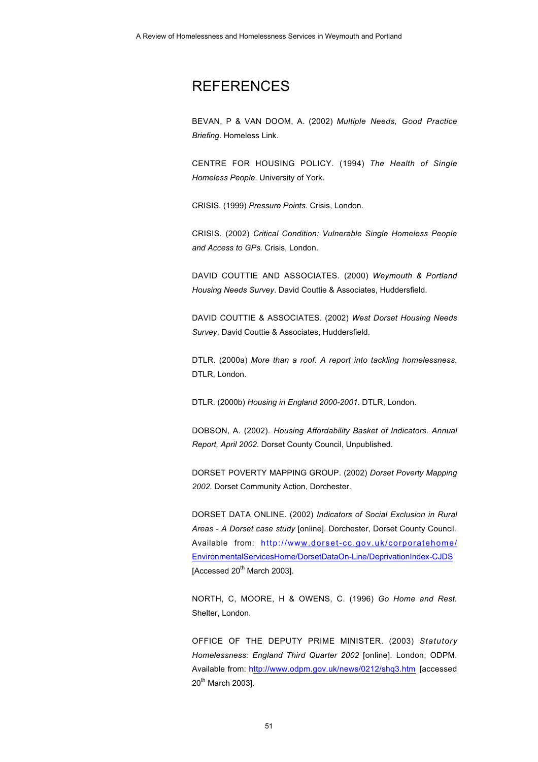# REFERENCES

BEVAN, P & VAN DOOM, A. (2002) *Multiple Needs, Good Practice Briefing*. Homeless Link.

CENTRE FOR HOUSING POLICY. (1994) *The Health of Single Homeless People*. University of York.

CRISIS. (1999) *Pressure Points.* Crisis, London.

CRISIS. (2002) *Critical Condition: Vulnerable Single Homeless People and Access to GPs.* Crisis, London.

DAVID COUTTIE AND ASSOCIATES. (2000) *Weymouth & Portland Housing Needs Survey*. David Couttie & Associates, Huddersfield.

DAVID COUTTIE & ASSOCIATES. (2002) *West Dorset Housing Needs Survey*. David Couttie & Associates, Huddersfield.

DTLR. (2000a) *More than a roof. A report into tackling homelessness.* DTLR, London.

DTLR. (2000b) *Housing in England 2000-2001.* DTLR, London.

DOBSON, A. (2002). *Housing Affordability Basket of Indicators. Annual Report, April 2002.* Dorset County Council, Unpublished.

DORSET POVERTY MAPPING GROUP. (2002) *Dorset Poverty Mapping 2002.* Dorset Community Action, Dorchester.

DORSET DATA ONLINE. (2002) *Indicators of Social Exclusion in Rural Areas - A Dorset case study* [online]. Dorchester, Dorset County Council. Available from: http://www.dorset-cc.gov.uk/corporatehome/EnvironmentalServicesHome/DorsetDataOn-Line/DeprivationIndex-CJDS [Accessed 20th March 2003].

NORTH, C, MOORE, H & OWENS, C. (1996) *Go Home and Rest.* Shelter, London.

OFFICE OF THE DEPUTY PRIME MINISTER. (2003) *Statutory Homelessness: England Third Quarter 2002* [online]. London, ODPM. Available from: http://www.odpm.gov.uk/news/0212/shq3.htm [accessed 20th March 2003].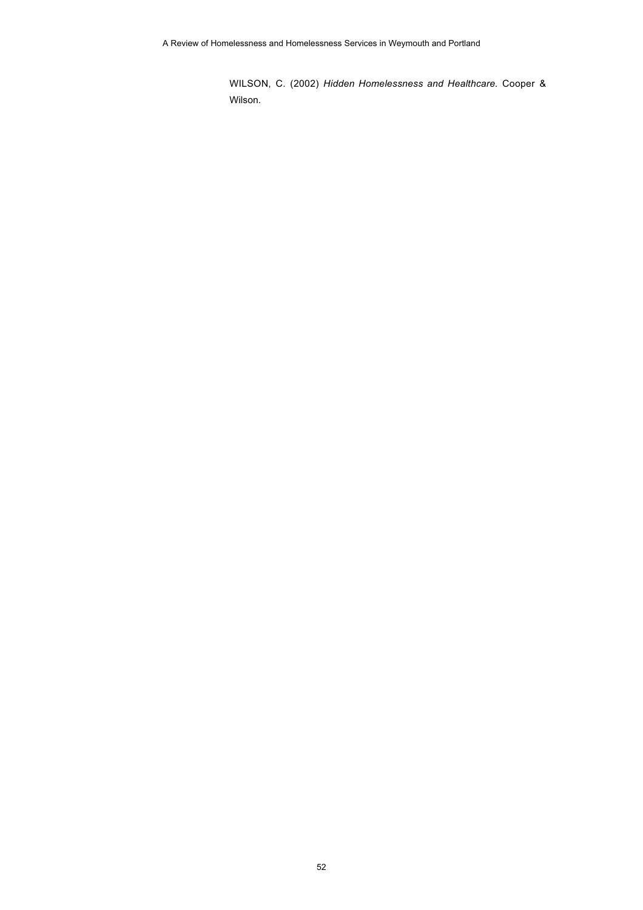WILSON, C. (2002) *Hidden Homelessness and Healthcare.* Cooper & Wilson.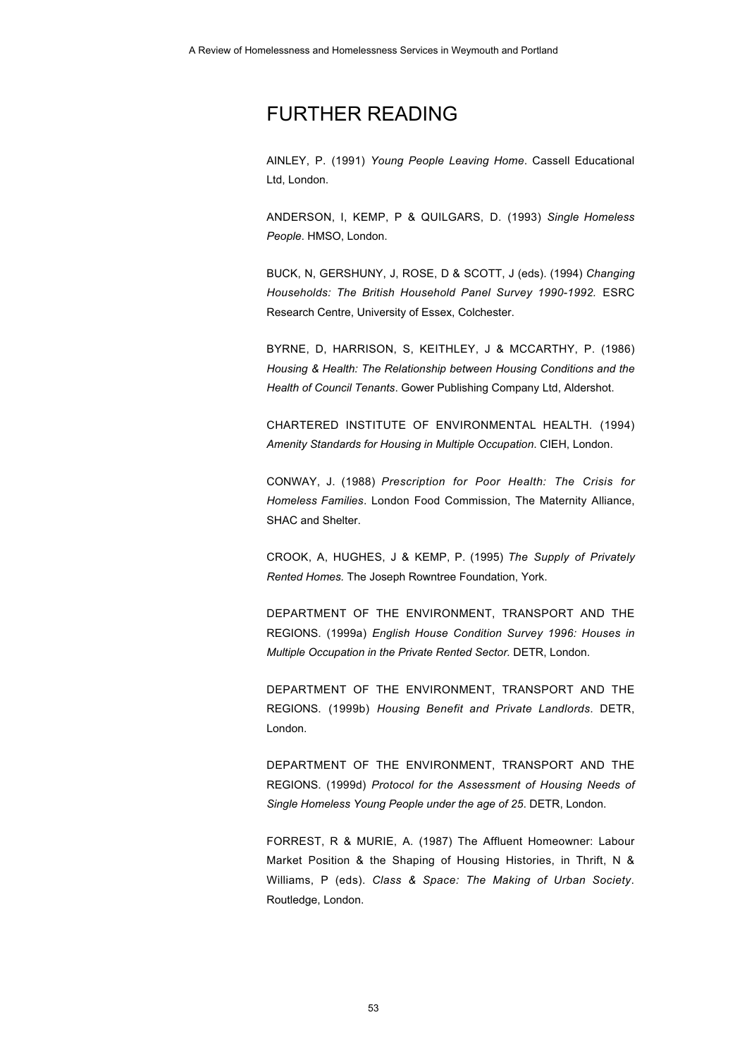# FURTHER READING

AINLEY, P. (1991) *Young People Leaving Home*. Cassell Educational Ltd, London.

ANDERSON, I, KEMP, P & QUILGARS, D. (1993) *Single Homeless People*. HMSO, London.

BUCK, N, GERSHUNY, J, ROSE, D & SCOTT, J (eds). (1994) *Changing Households: The British Household Panel Survey 1990-1992.* ESRC Research Centre, University of Essex, Colchester.

BYRNE, D, HARRISON, S, KEITHLEY, J & MCCARTHY, P. (1986) *Housing & Health: The Relationship between Housing Conditions and the Health of Council Tenants*. Gower Publishing Company Ltd, Aldershot.

CHARTERED INSTITUTE OF ENVIRONMENTAL HEALTH. (1994) *Amenity Standards for Housing in Multiple Occupation.* CIEH, London.

CONWAY, J. (1988) *Prescription for Poor Health: The Crisis for Homeless Families*. London Food Commission, The Maternity Alliance, SHAC and Shelter.

CROOK, A, HUGHES, J & KEMP, P. (1995) *The Supply of Privately Rented Homes.* The Joseph Rowntree Foundation, York.

DEPARTMENT OF THE ENVIRONMENT, TRANSPORT AND THE REGIONS. (1999a) *English House Condition Survey 1996: Houses in Multiple Occupation in the Private Rented Sector.* DETR, London.

DEPARTMENT OF THE ENVIRONMENT, TRANSPORT AND THE REGIONS. (1999b) *Housing Benefit and Private Landlords*. DETR, London.

DEPARTMENT OF THE ENVIRONMENT, TRANSPORT AND THE REGIONS. (1999d) *Protocol for the Assessment of Housing Needs of Single Homeless Young People under the age of 25*. DETR, London.

FORREST, R & MURIE, A. (1987) The Affluent Homeowner: Labour Market Position & the Shaping of Housing Histories, in Thrift, N & Williams, P (eds). *Class & Space: The Making of Urban Society*. Routledge, London.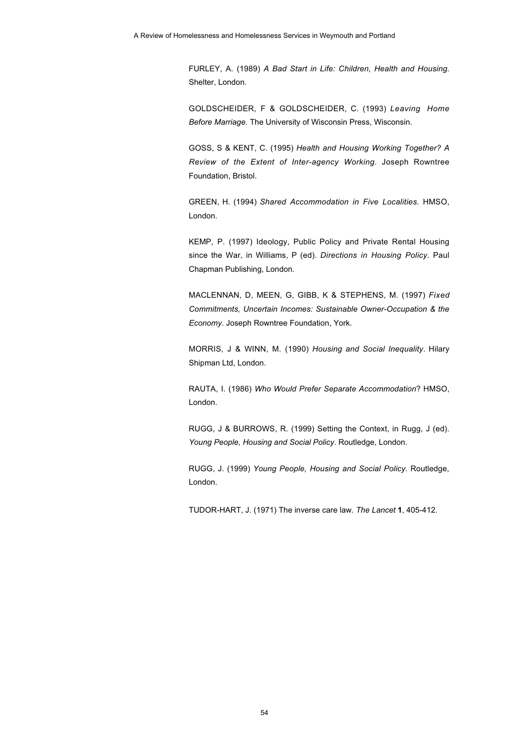FURLEY, A. (1989) *A Bad Start in Life: Children, Health and Housing*. Shelter, London.

GOLDSCHEIDER, F & GOLDSCHEIDER, C. (1993) *Leaving Home Before Marriage.* The University of Wisconsin Press, Wisconsin.

GOSS, S & KENT, C. (1995) *Health and Housing Working Together? A Review of the Extent of Inter-agency Working*. Joseph Rowntree Foundation, Bristol.

GREEN, H. (1994) *Shared Accommodation in Five Localities*. HMSO, London.

KEMP, P. (1997) Ideology, Public Policy and Private Rental Housing since the War, in Williams, P (ed). *Directions in Housing Policy*. Paul Chapman Publishing, London.

MACLENNAN, D, MEEN, G, GIBB, K & STEPHENS, M. (1997) *Fixed Commitments, Uncertain Incomes: Sustainable Owner-Occupation & the Economy*. Joseph Rowntree Foundation, York.

MORRIS, J & WINN, M. (1990) *Housing and Social Inequality*. Hilary Shipman Ltd, London.

RAUTA, I. (1986) *Who Would Prefer Separate Accommodation*? HMSO, London.

RUGG, J & BURROWS, R. (1999) Setting the Context, in Rugg, J (ed). *Young People, Housing and Social Policy*. Routledge, London.

RUGG, J. (1999) *Young People, Housing and Social Policy*. Routledge, London.

TUDOR-HART, J. (1971) The inverse care law. *The Lancet* **1**, 405-412.